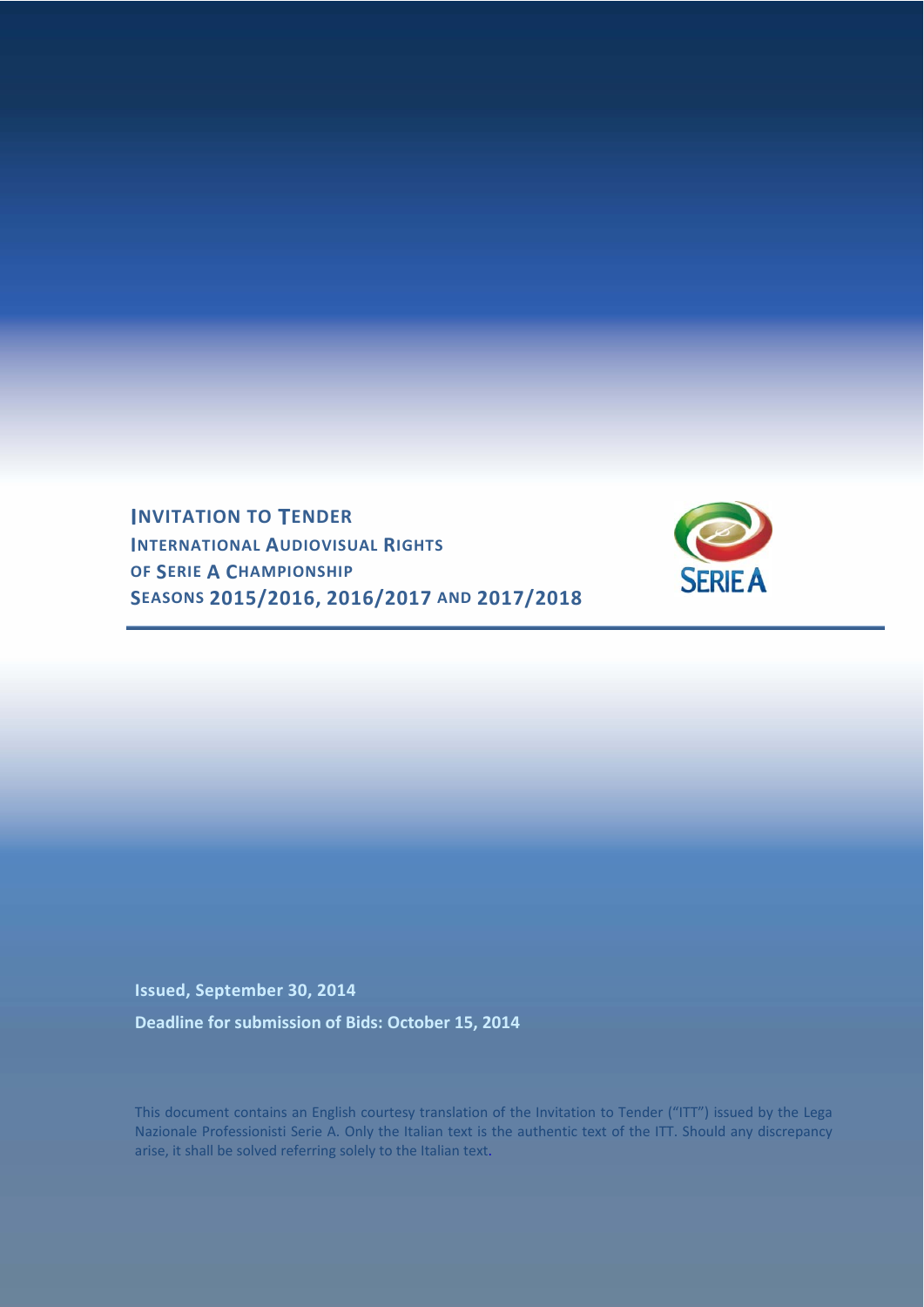# INVITATION TO TENDER

## INTERNATIONAL AUDIOVISUAL RIGHTS OF SERIE A CHAMPIONSHIP SEASONS 2015/2016, 2016/2017 AND 2017/2018

SERIE A

**Issued, September 30, 2014**

**Deadline for submission of Bids: October 15, 2014**

This document contains an English courtesy translation of the Invitation to Tender ("ITT") issued by the Lega Nazionale Professionisti Serie A. Only the Italian text is the authentic text of the ITT. Should any discrepancy arise, it shall be solved referring solely to the Italian text.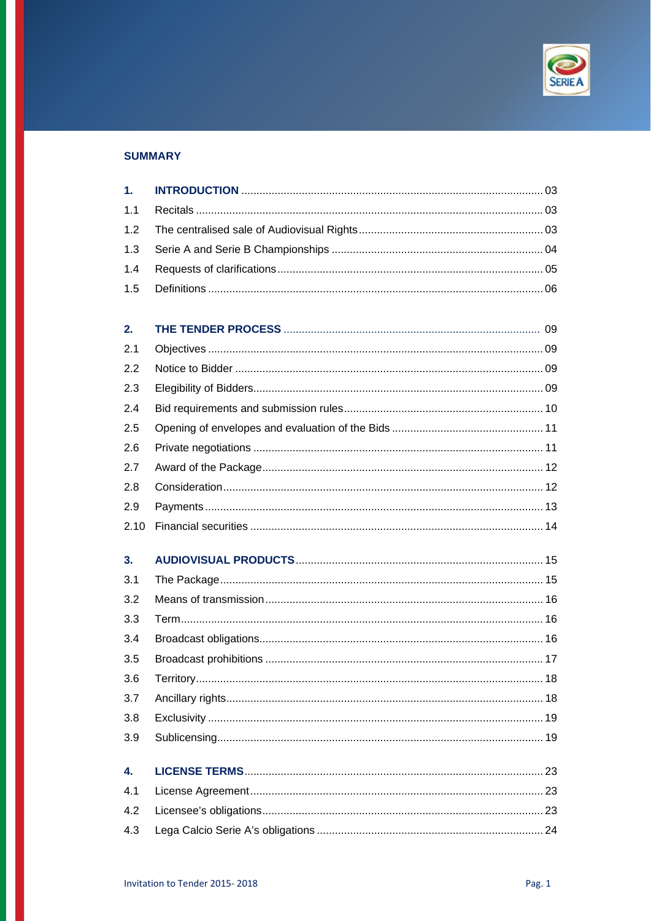## SUMMARY

| | | |
|---|---|---|
| **1.** | **INTRODUCTION** | 03 |
| 1.1 | Recitals | 03 |
| 1.2 | The centralised sale of Audiovisual Rights | 03 |
| 1.3 | Serie A and Serie B Championships | 04 |
| 1.4 | Requests of clarifications | 05 |
| 1.5 | Definitions | 06 |
| **2.** | **THE TENDER PROCESS** | 09 |
| 2.1 | Objectives | 09 |
| 2.2 | Notice to Bidder | 09 |
| 2.3 | Elegibility of Bidders | 09 |
| 2.4 | Bid requirements and submission rules | 10 |
| 2.5 | Opening of envelopes and evaluation of the Bids | 11 |
| 2.6 | Private negotiations | 11 |
| 2.7 | Award of the Package | 12 |
| 2.8 | Consideration | 12 |
| 2.9 | Payments | 13 |
| 2.10 | Financial securities | 14 |
| **3.** | **AUDIOVISUAL PRODUCTS** | 15 |
| 3.1 | The Package | 15 |
| 3.2 | Means of transmission | 16 |
| 3.3 | Term | 16 |
| 3.4 | Broadcast obligations | 16 |
| 3.5 | Broadcast prohibitions | 17 |
| 3.6 | Territory | 18 |
| 3.7 | Ancillary rights | 18 |
| 3.8 | Exclusivity | 19 |
| 3.9 | Sublicensing | 19 |
| **4.** | **LICENSE TERMS** | 23 |
| 4.1 | License Agreement | 23 |
| 4.2 | Licensee's obligations | 23 |
| 4.3 | Lega Calcio Serie A's obligations | 24 |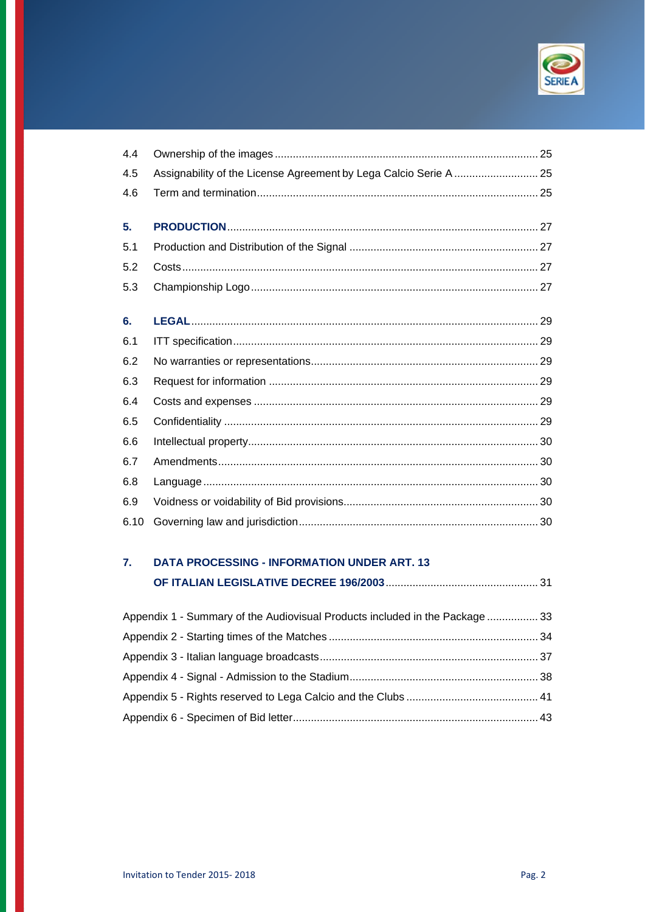| | | |
|---|---|---|
| 4.4 | Ownership of the images | 25 |
| 4.5 | Assignability of the License Agreement by Lega Calcio Serie A | 25 |
| 4.6 | Term and termination | 25 |
| **5.** | **PRODUCTION** | 27 |
| 5.1 | Production and Distribution of the Signal | 27 |
| 5.2 | Costs | 27 |
| 5.3 | Championship Logo | 27 |
| **6.** | **LEGAL** | 29 |
| 6.1 | ITT specification | 29 |
| 6.2 | No warranties or representations | 29 |
| 6.3 | Request for information | 29 |
| 6.4 | Costs and expenses | 29 |
| 6.5 | Confidentiality | 29 |
| 6.6 | Intellectual property | 30 |
| 6.7 | Amendments | 30 |
| 6.8 | Language | 30 |
| 6.9 | Voidness or voidability of Bid provisions | 30 |
| 6.10 | Governing law and jurisdiction | 30 |
| **7.** | **DATA PROCESSING - INFORMATION UNDER ART. 13 OF ITALIAN LEGISLATIVE DECREE 196/2003** | 31 |

| | |
|---|---|
| Appendix 1 - Summary of the Audiovisual Products included in the Package | 33 |
| Appendix 2 - Starting times of the Matches | 34 |
| Appendix 3 - Italian language broadcasts | 37 |
| Appendix 4 - Signal - Admission to the Stadium | 38 |
| Appendix 5 - Rights reserved to Lega Calcio and the Clubs | 41 |
| Appendix 6 - Specimen of Bid letter | 43 |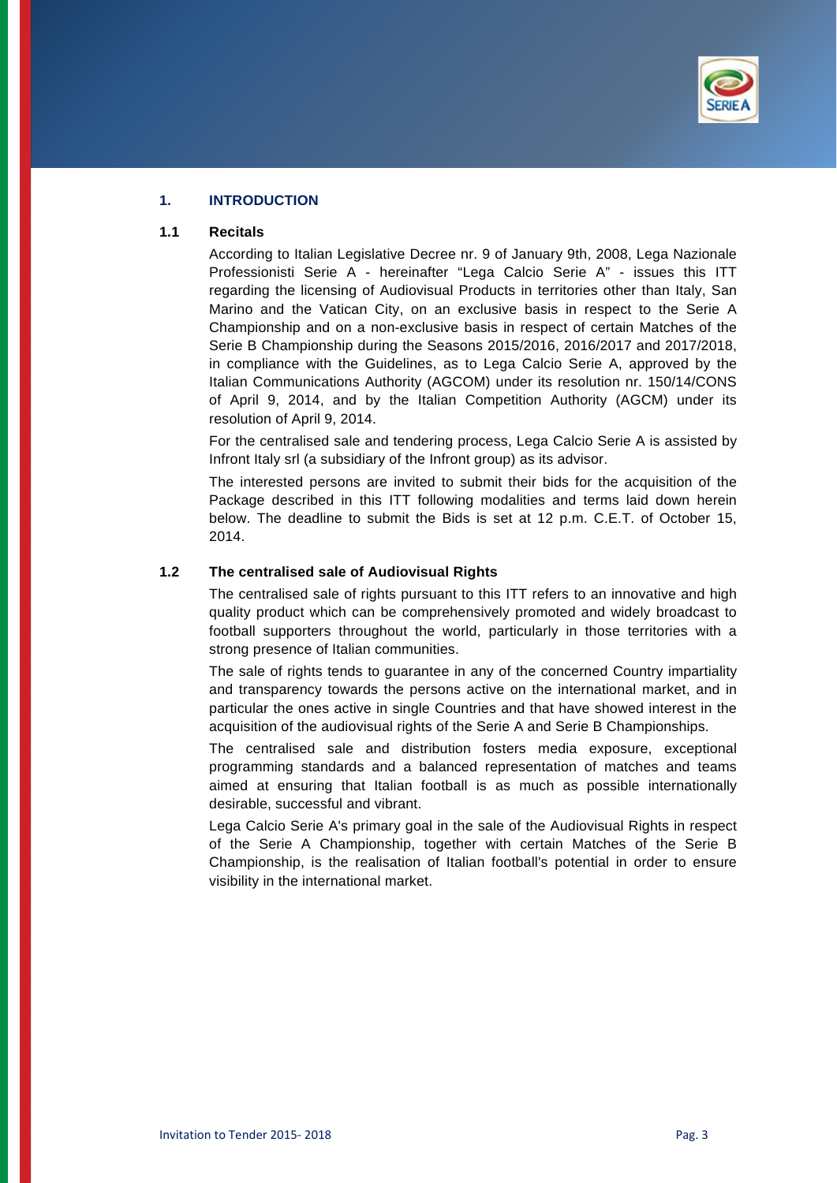## 1. INTRODUCTION

### 1.1 Recitals

According to Italian Legislative Decree nr. 9 of January 9th, 2008, Lega Nazionale Professionisti Serie A - hereinafter "Lega Calcio Serie A" - issues this ITT regarding the licensing of Audiovisual Products in territories other than Italy, San Marino and the Vatican City, on an exclusive basis in respect to the Serie A Championship and on a non-exclusive basis in respect of certain Matches of the Serie B Championship during the Seasons 2015/2016, 2016/2017 and 2017/2018, in compliance with the Guidelines, as to Lega Calcio Serie A, approved by the Italian Communications Authority (AGCOM) under its resolution nr. 150/14/CONS of April 9, 2014, and by the Italian Competition Authority (AGCM) under its resolution of April 9, 2014.

For the centralised sale and tendering process, Lega Calcio Serie A is assisted by Infront Italy srl (a subsidiary of the Infront group) as its advisor.

The interested persons are invited to submit their bids for the acquisition of the Package described in this ITT following modalities and terms laid down herein below. The deadline to submit the Bids is set at 12 p.m. C.E.T. of October 15, 2014.

### 1.2 The centralised sale of Audiovisual Rights

The centralised sale of rights pursuant to this ITT refers to an innovative and high quality product which can be comprehensively promoted and widely broadcast to football supporters throughout the world, particularly in those territories with a strong presence of Italian communities.

The sale of rights tends to guarantee in any of the concerned Country impartiality and transparency towards the persons active on the international market, and in particular the ones active in single Countries and that have showed interest in the acquisition of the audiovisual rights of the Serie A and Serie B Championships.

The centralised sale and distribution fosters media exposure, exceptional programming standards and a balanced representation of matches and teams aimed at ensuring that Italian football is as much as possible internationally desirable, successful and vibrant.

Lega Calcio Serie A's primary goal in the sale of the Audiovisual Rights in respect of the Serie A Championship, together with certain Matches of the Serie B Championship, is the realisation of Italian football's potential in order to ensure visibility in the international market.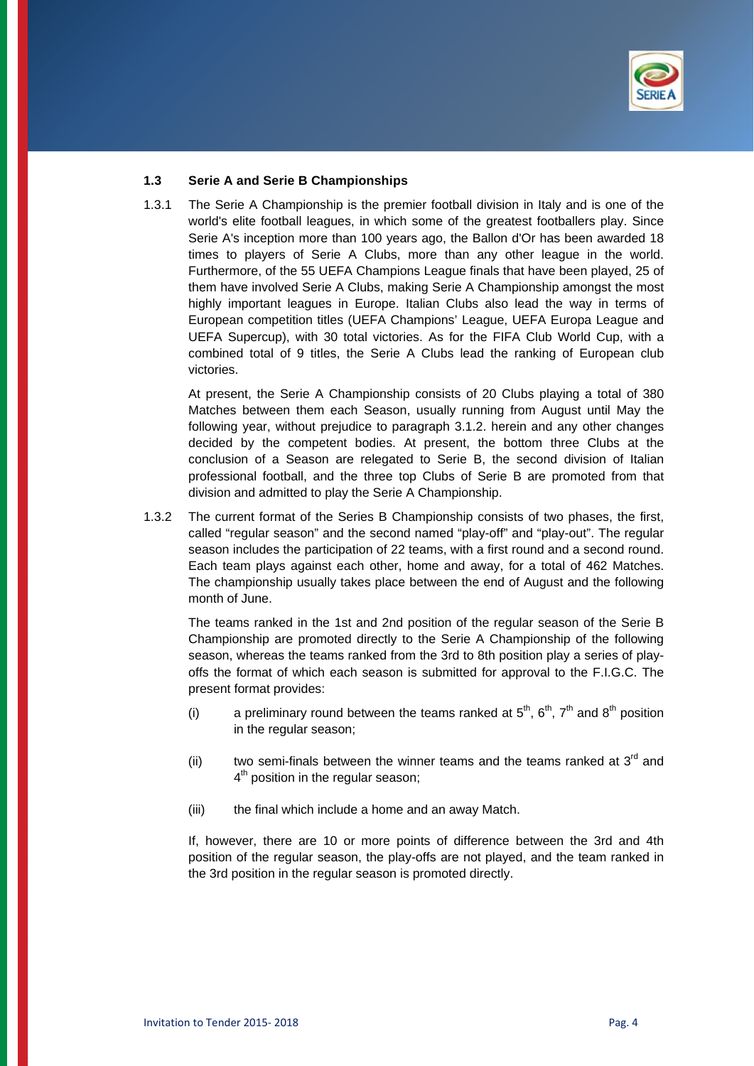### 1.3 Serie A and Serie B Championships

1.3.1 The Serie A Championship is the premier football division in Italy and is one of the world's elite football leagues, in which some of the greatest footballers play. Since Serie A's inception more than 100 years ago, the Ballon d'Or has been awarded 18 times to players of Serie A Clubs, more than any other league in the world. Furthermore, of the 55 UEFA Champions League finals that have been played, 25 of them have involved Serie A Clubs, making Serie A Championship amongst the most highly important leagues in Europe. Italian Clubs also lead the way in terms of European competition titles (UEFA Champions' League, UEFA Europa League and UEFA Supercup), with 30 total victories. As for the FIFA Club World Cup, with a combined total of 9 titles, the Serie A Clubs lead the ranking of European club victories.

At present, the Serie A Championship consists of 20 Clubs playing a total of 380 Matches between them each Season, usually running from August until May the following year, without prejudice to paragraph 3.1.2. herein and any other changes decided by the competent bodies. At present, the bottom three Clubs at the conclusion of a Season are relegated to Serie B, the second division of Italian professional football, and the three top Clubs of Serie B are promoted from that division and admitted to play the Serie A Championship.

1.3.2 The current format of the Series B Championship consists of two phases, the first, called "regular season" and the second named "play-off" and "play-out". The regular season includes the participation of 22 teams, with a first round and a second round. Each team plays against each other, home and away, for a total of 462 Matches. The championship usually takes place between the end of August and the following month of June.

The teams ranked in the 1st and 2nd position of the regular season of the Serie B Championship are promoted directly to the Serie A Championship of the following season, whereas the teams ranked from the 3rd to 8th position play a series of play-offs the format of which each season is submitted for approval to the F.I.G.C. The present format provides:

(i) a preliminary round between the teams ranked at 5th, 6th, 7th and 8th position in the regular season;

(ii) two semi-finals between the winner teams and the teams ranked at 3rd and 4th position in the regular season;

(iii) the final which include a home and an away Match.

If, however, there are 10 or more points of difference between the 3rd and 4th position of the regular season, the play-offs are not played, and the team ranked in the 3rd position in the regular season is promoted directly.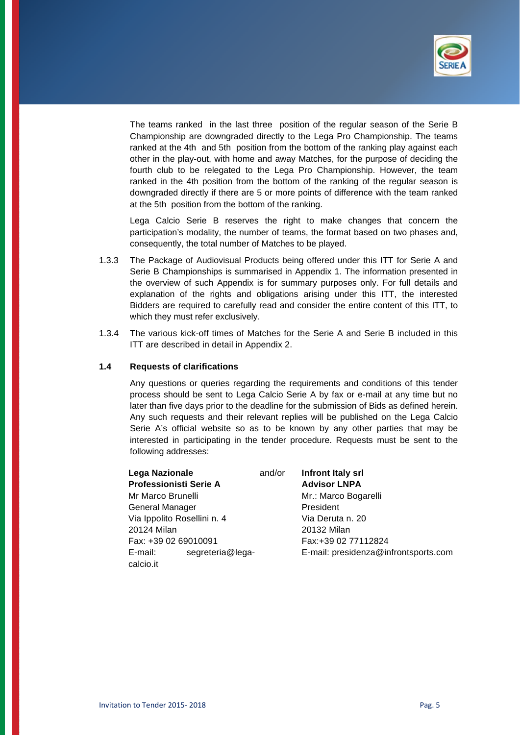The teams ranked in the last three position of the regular season of the Serie B Championship are downgraded directly to the Lega Pro Championship. The teams ranked at the 4th and 5th position from the bottom of the ranking play against each other in the play-out, with home and away Matches, for the purpose of deciding the fourth club to be relegated to the Lega Pro Championship. However, the team ranked in the 4th position from the bottom of the ranking of the regular season is downgraded directly if there are 5 or more points of difference with the team ranked at the 5th position from the bottom of the ranking.

Lega Calcio Serie B reserves the right to make changes that concern the participation's modality, the number of teams, the format based on two phases and, consequently, the total number of Matches to be played.

1.3.3 The Package of Audiovisual Products being offered under this ITT for Serie A and Serie B Championships is summarised in Appendix 1. The information presented in the overview of such Appendix is for summary purposes only. For full details and explanation of the rights and obligations arising under this ITT, the interested Bidders are required to carefully read and consider the entire content of this ITT, to which they must refer exclusively.

1.3.4 The various kick-off times of Matches for the Serie A and Serie B included in this ITT are described in detail in Appendix 2.

### 1.4 Requests of clarifications

Any questions or queries regarding the requirements and conditions of this tender process should be sent to Lega Calcio Serie A by fax or e-mail at any time but no later than five days prior to the deadline for the submission of Bids as defined herein. Any such requests and their relevant replies will be published on the Lega Calcio Serie A's official website so as to be known by any other parties that may be interested in participating in the tender procedure. Requests must be sent to the following addresses:

**Lega Nazionale Professionisti Serie A**
Mr Marco Brunelli
General Manager
Via Ippolito Rosellini n. 4
20124 Milan
Fax: +39 02 69010091
E-mail: segreteria@lega-calcio.it

and/or

**Infront Italy srl**
**Advisor LNPA**
Mr.: Marco Bogarelli
President
Via Deruta n. 20
20132 Milan
Fax:+39 02 77112824
E-mail: presidenza@infrontsports.com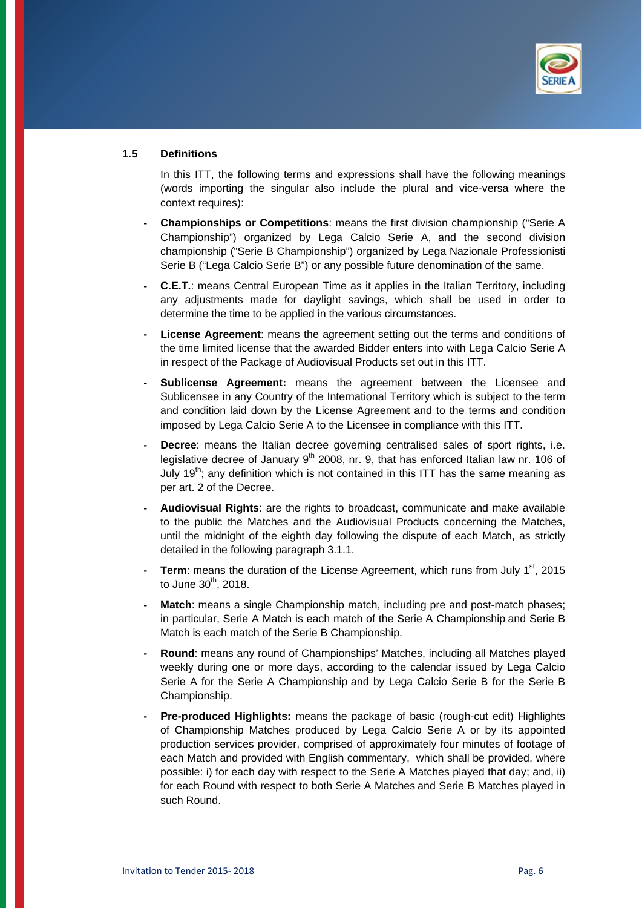### 1.5 Definitions

In this ITT, the following terms and expressions shall have the following meanings (words importing the singular also include the plural and vice-versa where the context requires):

- **Championships or Competitions**: means the first division championship ("Serie A Championship") organized by Lega Calcio Serie A, and the second division championship ("Serie B Championship") organized by Lega Nazionale Professionisti Serie B ("Lega Calcio Serie B") or any possible future denomination of the same.
- **C.E.T.**: means Central European Time as it applies in the Italian Territory, including any adjustments made for daylight savings, which shall be used in order to determine the time to be applied in the various circumstances.
- **License Agreement**: means the agreement setting out the terms and conditions of the time limited license that the awarded Bidder enters into with Lega Calcio Serie A in respect of the Package of Audiovisual Products set out in this ITT.
- **Sublicense Agreement:** means the agreement between the Licensee and Sublicensee in any Country of the International Territory which is subject to the term and condition laid down by the License Agreement and to the terms and condition imposed by Lega Calcio Serie A to the Licensee in compliance with this ITT.
- **Decree**: means the Italian decree governing centralised sales of sport rights, i.e. legislative decree of January 9th 2008, nr. 9, that has enforced Italian law nr. 106 of July 19th; any definition which is not contained in this ITT has the same meaning as per art. 2 of the Decree.
- **Audiovisual Rights**: are the rights to broadcast, communicate and make available to the public the Matches and the Audiovisual Products concerning the Matches, until the midnight of the eighth day following the dispute of each Match, as strictly detailed in the following paragraph 3.1.1.
- **Term**: means the duration of the License Agreement, which runs from July 1st, 2015 to June 30th, 2018.
- **Match**: means a single Championship match, including pre and post-match phases; in particular, Serie A Match is each match of the Serie A Championship and Serie B Match is each match of the Serie B Championship.
- **Round**: means any round of Championships' Matches, including all Matches played weekly during one or more days, according to the calendar issued by Lega Calcio Serie A for the Serie A Championship and by Lega Calcio Serie B for the Serie B Championship.
- **Pre-produced Highlights:** means the package of basic (rough-cut edit) Highlights of Championship Matches produced by Lega Calcio Serie A or by its appointed production services provider, comprised of approximately four minutes of footage of each Match and provided with English commentary, which shall be provided, where possible: i) for each day with respect to the Serie A Matches played that day; and, ii) for each Round with respect to both Serie A Matches and Serie B Matches played in such Round.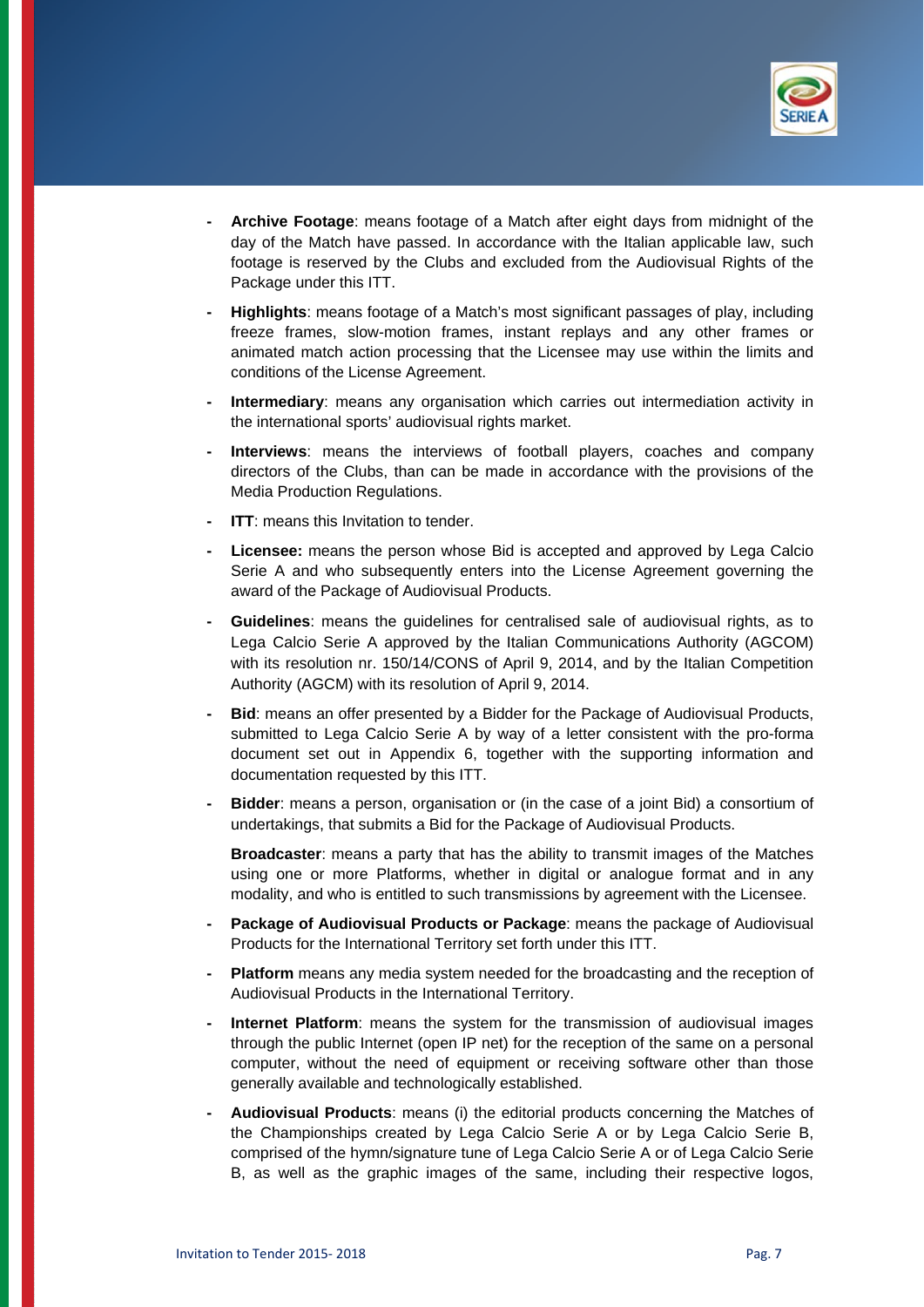- **Archive Footage**: means footage of a Match after eight days from midnight of the day of the Match have passed. In accordance with the Italian applicable law, such footage is reserved by the Clubs and excluded from the Audiovisual Rights of the Package under this ITT.

- **Highlights**: means footage of a Match's most significant passages of play, including freeze frames, slow-motion frames, instant replays and any other frames or animated match action processing that the Licensee may use within the limits and conditions of the License Agreement.

- **Intermediary**: means any organisation which carries out intermediation activity in the international sports' audiovisual rights market.

- **Interviews**: means the interviews of football players, coaches and company directors of the Clubs, than can be made in accordance with the provisions of the Media Production Regulations.

- **ITT**: means this Invitation to tender.

- **Licensee:** means the person whose Bid is accepted and approved by Lega Calcio Serie A and who subsequently enters into the License Agreement governing the award of the Package of Audiovisual Products.

- **Guidelines**: means the guidelines for centralised sale of audiovisual rights, as to Lega Calcio Serie A approved by the Italian Communications Authority (AGCOM) with its resolution nr. 150/14/CONS of April 9, 2014, and by the Italian Competition Authority (AGCM) with its resolution of April 9, 2014.

- **Bid**: means an offer presented by a Bidder for the Package of Audiovisual Products, submitted to Lega Calcio Serie A by way of a letter consistent with the pro-forma document set out in Appendix 6, together with the supporting information and documentation requested by this ITT.

- **Bidder**: means a person, organisation or (in the case of a joint Bid) a consortium of undertakings, that submits a Bid for the Package of Audiovisual Products.

  **Broadcaster**: means a party that has the ability to transmit images of the Matches using one or more Platforms, whether in digital or analogue format and in any modality, and who is entitled to such transmissions by agreement with the Licensee.

- **Package of Audiovisual Products or Package**: means the package of Audiovisual Products for the International Territory set forth under this ITT.

- **Platform** means any media system needed for the broadcasting and the reception of Audiovisual Products in the International Territory.

- **Internet Platform**: means the system for the transmission of audiovisual images through the public Internet (open IP net) for the reception of the same on a personal computer, without the need of equipment or receiving software other than those generally available and technologically established.

- **Audiovisual Products**: means (i) the editorial products concerning the Matches of the Championships created by Lega Calcio Serie A or by Lega Calcio Serie B, comprised of the hymn/signature tune of Lega Calcio Serie A or of Lega Calcio Serie B, as well as the graphic images of the same, including their respective logos,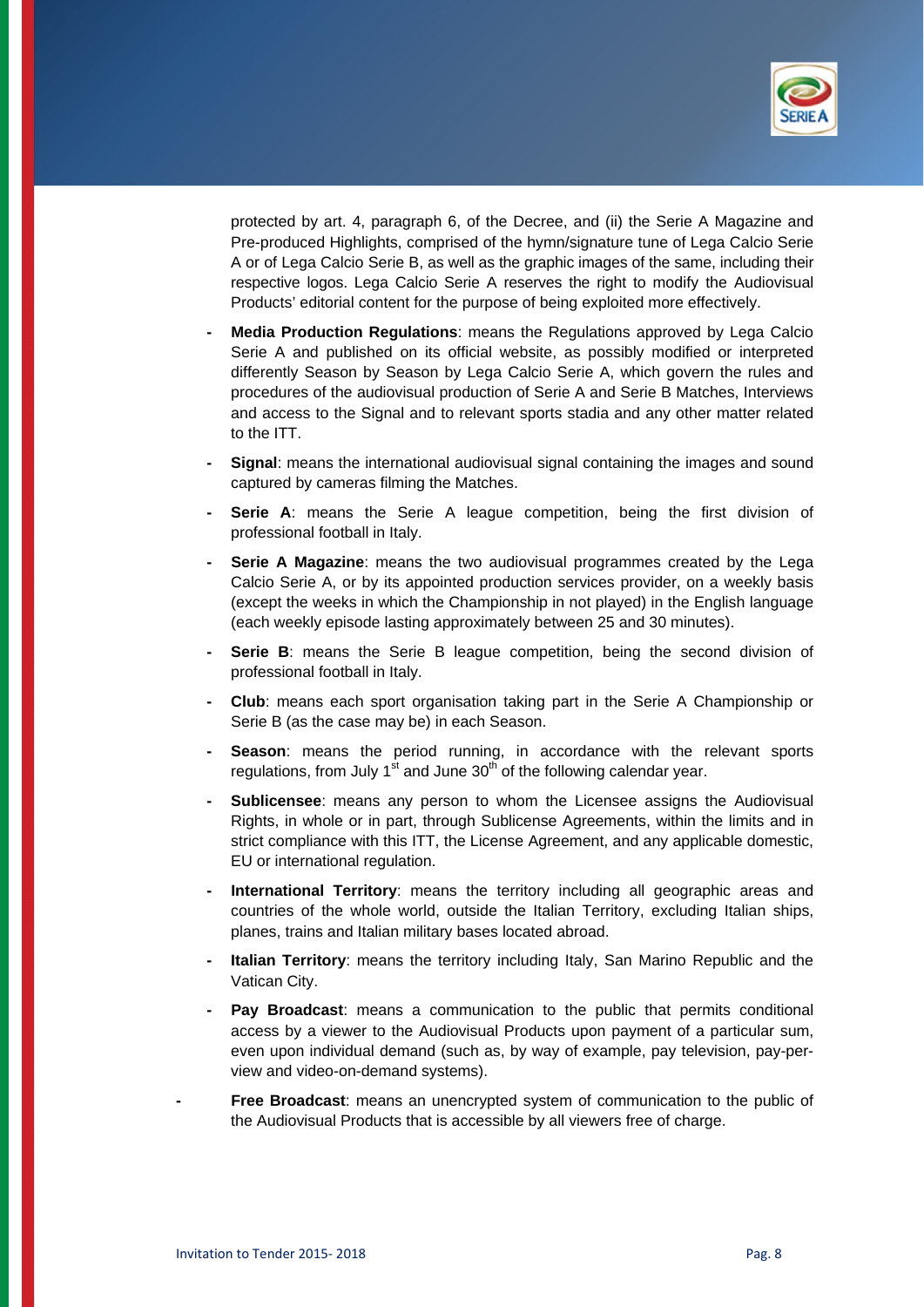protected by art. 4, paragraph 6, of the Decree, and (ii) the Serie A Magazine and Pre-produced Highlights, comprised of the hymn/signature tune of Lega Calcio Serie A or of Lega Calcio Serie B, as well as the graphic images of the same, including their respective logos. Lega Calcio Serie A reserves the right to modify the Audiovisual Products' editorial content for the purpose of being exploited more effectively.

- **Media Production Regulations**: means the Regulations approved by Lega Calcio Serie A and published on its official website, as possibly modified or interpreted differently Season by Season by Lega Calcio Serie A, which govern the rules and procedures of the audiovisual production of Serie A and Serie B Matches, Interviews and access to the Signal and to relevant sports stadia and any other matter related to the ITT.
- **Signal**: means the international audiovisual signal containing the images and sound captured by cameras filming the Matches.
- **Serie A**: means the Serie A league competition, being the first division of professional football in Italy.
- **Serie A Magazine**: means the two audiovisual programmes created by the Lega Calcio Serie A, or by its appointed production services provider, on a weekly basis (except the weeks in which the Championship in not played) in the English language (each weekly episode lasting approximately between 25 and 30 minutes).
- **Serie B**: means the Serie B league competition, being the second division of professional football in Italy.
- **Club**: means each sport organisation taking part in the Serie A Championship or Serie B (as the case may be) in each Season.
- **Season**: means the period running, in accordance with the relevant sports regulations, from July 1st and June 30th of the following calendar year.
- **Sublicensee**: means any person to whom the Licensee assigns the Audiovisual Rights, in whole or in part, through Sublicense Agreements, within the limits and in strict compliance with this ITT, the License Agreement, and any applicable domestic, EU or international regulation.
- **International Territory**: means the territory including all geographic areas and countries of the whole world, outside the Italian Territory, excluding Italian ships, planes, trains and Italian military bases located abroad.
- **Italian Territory**: means the territory including Italy, San Marino Republic and the Vatican City.
- **Pay Broadcast**: means a communication to the public that permits conditional access by a viewer to the Audiovisual Products upon payment of a particular sum, even upon individual demand (such as, by way of example, pay television, pay-per-view and video-on-demand systems).
- **Free Broadcast**: means an unencrypted system of communication to the public of the Audiovisual Products that is accessible by all viewers free of charge.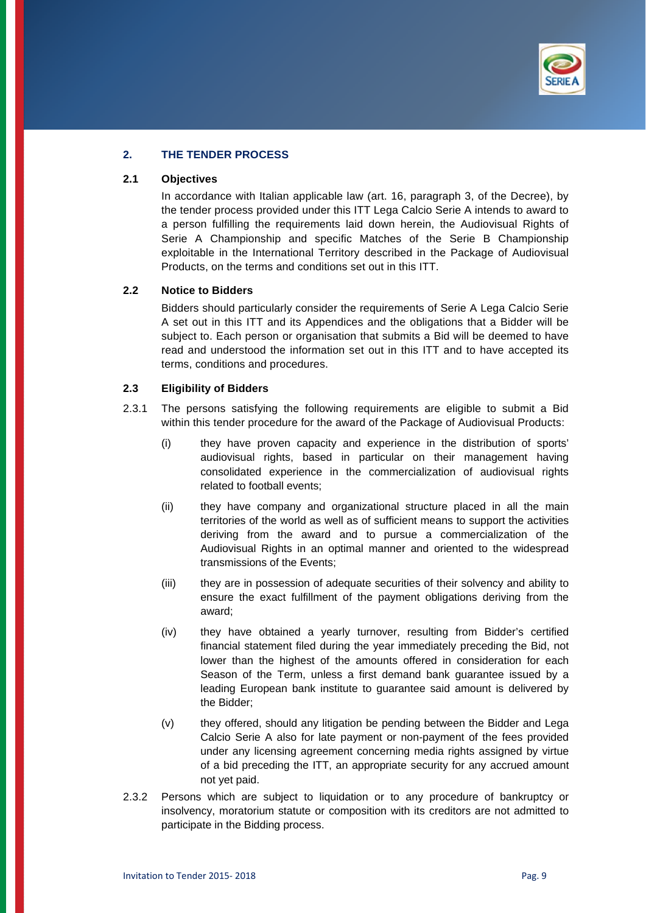## 2. THE TENDER PROCESS

### 2.1 Objectives

In accordance with Italian applicable law (art. 16, paragraph 3, of the Decree), by the tender process provided under this ITT Lega Calcio Serie A intends to award to a person fulfilling the requirements laid down herein, the Audiovisual Rights of Serie A Championship and specific Matches of the Serie B Championship exploitable in the International Territory described in the Package of Audiovisual Products, on the terms and conditions set out in this ITT.

### 2.2 Notice to Bidders

Bidders should particularly consider the requirements of Serie A Lega Calcio Serie A set out in this ITT and its Appendices and the obligations that a Bidder will be subject to. Each person or organisation that submits a Bid will be deemed to have read and understood the information set out in this ITT and to have accepted its terms, conditions and procedures.

### 2.3 Eligibility of Bidders

2.3.1 The persons satisfying the following requirements are eligible to submit a Bid within this tender procedure for the award of the Package of Audiovisual Products:

(i) they have proven capacity and experience in the distribution of sports' audiovisual rights, based in particular on their management having consolidated experience in the commercialization of audiovisual rights related to football events;

(ii) they have company and organizational structure placed in all the main territories of the world as well as of sufficient means to support the activities deriving from the award and to pursue a commercialization of the Audiovisual Rights in an optimal manner and oriented to the widespread transmissions of the Events;

(iii) they are in possession of adequate securities of their solvency and ability to ensure the exact fulfillment of the payment obligations deriving from the award;

(iv) they have obtained a yearly turnover, resulting from Bidder's certified financial statement filed during the year immediately preceding the Bid, not lower than the highest of the amounts offered in consideration for each Season of the Term, unless a first demand bank guarantee issued by a leading European bank institute to guarantee said amount is delivered by the Bidder;

(v) they offered, should any litigation be pending between the Bidder and Lega Calcio Serie A also for late payment or non-payment of the fees provided under any licensing agreement concerning media rights assigned by virtue of a bid preceding the ITT, an appropriate security for any accrued amount not yet paid.

2.3.2 Persons which are subject to liquidation or to any procedure of bankruptcy or insolvency, moratorium statute or composition with its creditors are not admitted to participate in the Bidding process.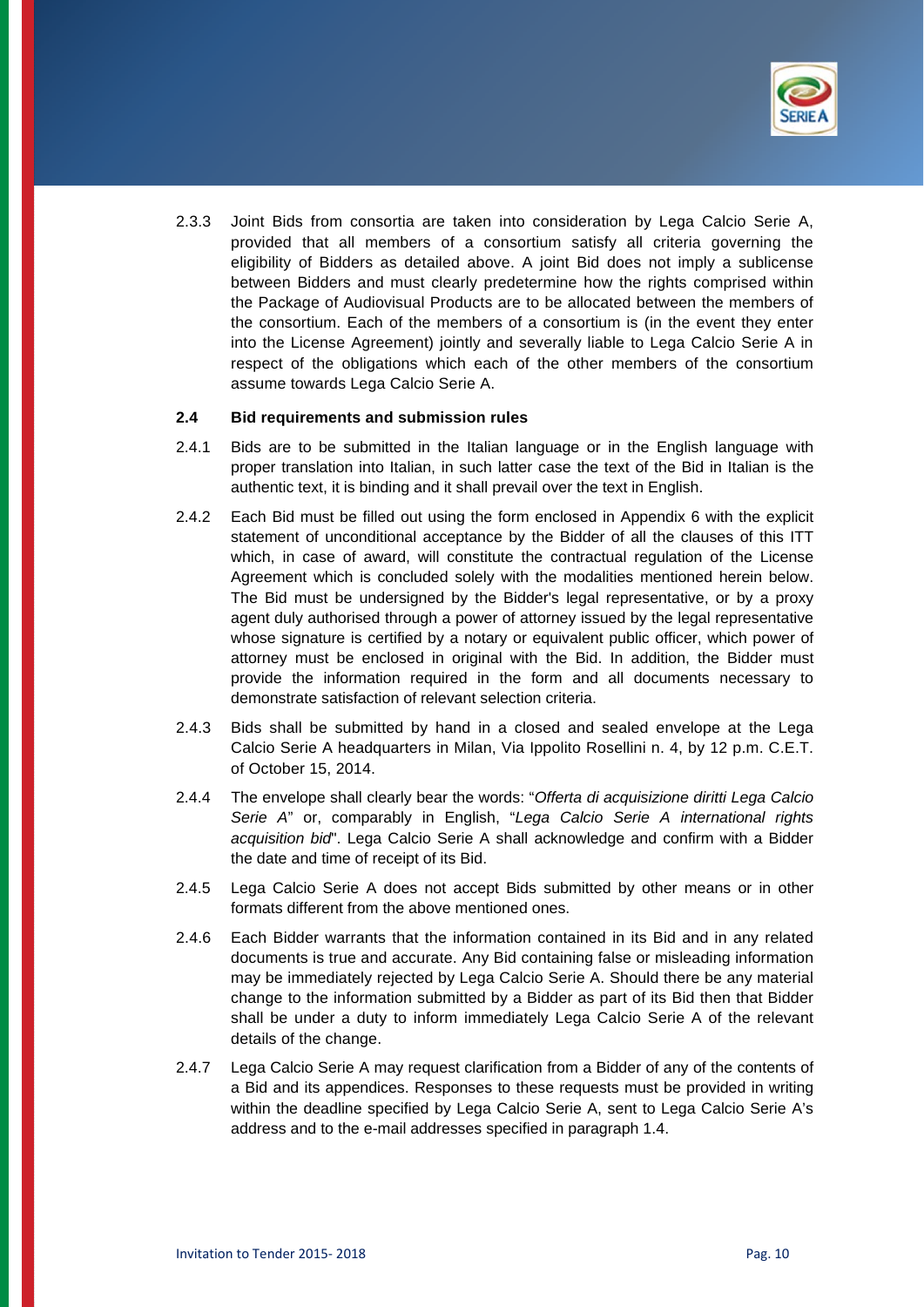2.3.3 Joint Bids from consortia are taken into consideration by Lega Calcio Serie A, provided that all members of a consortium satisfy all criteria governing the eligibility of Bidders as detailed above. A joint Bid does not imply a sublicense between Bidders and must clearly predetermine how the rights comprised within the Package of Audiovisual Products are to be allocated between the members of the consortium. Each of the members of a consortium is (in the event they enter into the License Agreement) jointly and severally liable to Lega Calcio Serie A in respect of the obligations which each of the other members of the consortium assume towards Lega Calcio Serie A.

### 2.4 Bid requirements and submission rules

2.4.1 Bids are to be submitted in the Italian language or in the English language with proper translation into Italian, in such latter case the text of the Bid in Italian is the authentic text, it is binding and it shall prevail over the text in English.

2.4.2 Each Bid must be filled out using the form enclosed in Appendix 6 with the explicit statement of unconditional acceptance by the Bidder of all the clauses of this ITT which, in case of award, will constitute the contractual regulation of the License Agreement which is concluded solely with the modalities mentioned herein below. The Bid must be undersigned by the Bidder's legal representative, or by a proxy agent duly authorised through a power of attorney issued by the legal representative whose signature is certified by a notary or equivalent public officer, which power of attorney must be enclosed in original with the Bid. In addition, the Bidder must provide the information required in the form and all documents necessary to demonstrate satisfaction of relevant selection criteria.

2.4.3 Bids shall be submitted by hand in a closed and sealed envelope at the Lega Calcio Serie A headquarters in Milan, Via Ippolito Rosellini n. 4, by 12 p.m. C.E.T. of October 15, 2014.

2.4.4 The envelope shall clearly bear the words: "*Offerta di acquisizione diritti Lega Calcio Serie A*" or, comparably in English, "*Lega Calcio Serie A international rights acquisition bid*". Lega Calcio Serie A shall acknowledge and confirm with a Bidder the date and time of receipt of its Bid.

2.4.5 Lega Calcio Serie A does not accept Bids submitted by other means or in other formats different from the above mentioned ones.

2.4.6 Each Bidder warrants that the information contained in its Bid and in any related documents is true and accurate. Any Bid containing false or misleading information may be immediately rejected by Lega Calcio Serie A. Should there be any material change to the information submitted by a Bidder as part of its Bid then that Bidder shall be under a duty to inform immediately Lega Calcio Serie A of the relevant details of the change.

2.4.7 Lega Calcio Serie A may request clarification from a Bidder of any of the contents of a Bid and its appendices. Responses to these requests must be provided in writing within the deadline specified by Lega Calcio Serie A, sent to Lega Calcio Serie A's address and to the e-mail addresses specified in paragraph 1.4.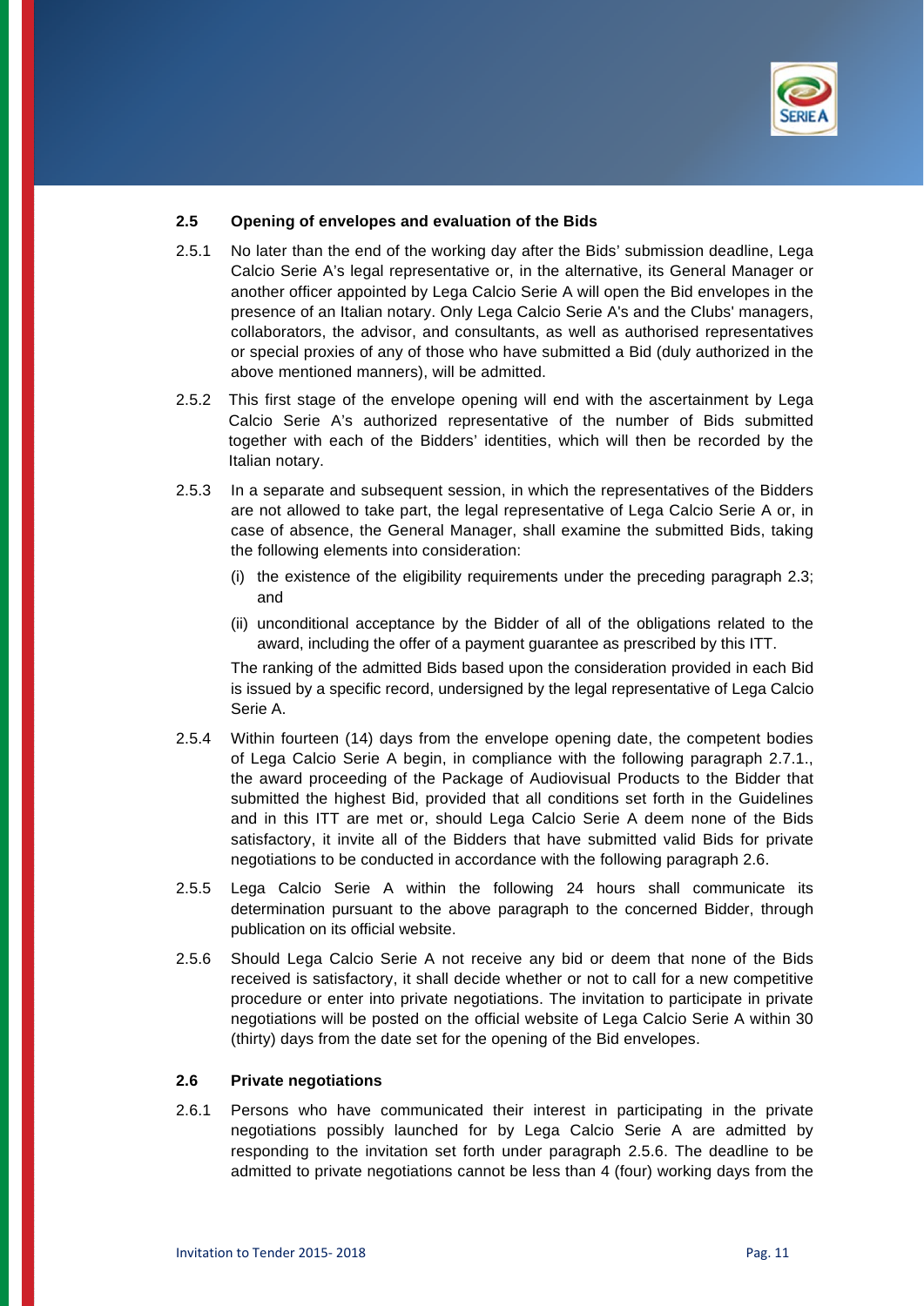## 2.5 Opening of envelopes and evaluation of the Bids

2.5.1 No later than the end of the working day after the Bids' submission deadline, Lega Calcio Serie A's legal representative or, in the alternative, its General Manager or another officer appointed by Lega Calcio Serie A will open the Bid envelopes in the presence of an Italian notary. Only Lega Calcio Serie A's and the Clubs' managers, collaborators, the advisor, and consultants, as well as authorised representatives or special proxies of any of those who have submitted a Bid (duly authorized in the above mentioned manners), will be admitted.

2.5.2 This first stage of the envelope opening will end with the ascertainment by Lega Calcio Serie A's authorized representative of the number of Bids submitted together with each of the Bidders' identities, which will then be recorded by the Italian notary.

2.5.3 In a separate and subsequent session, in which the representatives of the Bidders are not allowed to take part, the legal representative of Lega Calcio Serie A or, in case of absence, the General Manager, shall examine the submitted Bids, taking the following elements into consideration:

(i) the existence of the eligibility requirements under the preceding paragraph 2.3; and

(ii) unconditional acceptance by the Bidder of all of the obligations related to the award, including the offer of a payment guarantee as prescribed by this ITT.

The ranking of the admitted Bids based upon the consideration provided in each Bid is issued by a specific record, undersigned by the legal representative of Lega Calcio Serie A.

2.5.4 Within fourteen (14) days from the envelope opening date, the competent bodies of Lega Calcio Serie A begin, in compliance with the following paragraph 2.7.1., the award proceeding of the Package of Audiovisual Products to the Bidder that submitted the highest Bid, provided that all conditions set forth in the Guidelines and in this ITT are met or, should Lega Calcio Serie A deem none of the Bids satisfactory, it invite all of the Bidders that have submitted valid Bids for private negotiations to be conducted in accordance with the following paragraph 2.6.

2.5.5 Lega Calcio Serie A within the following 24 hours shall communicate its determination pursuant to the above paragraph to the concerned Bidder, through publication on its official website.

2.5.6 Should Lega Calcio Serie A not receive any bid or deem that none of the Bids received is satisfactory, it shall decide whether or not to call for a new competitive procedure or enter into private negotiations. The invitation to participate in private negotiations will be posted on the official website of Lega Calcio Serie A within 30 (thirty) days from the date set for the opening of the Bid envelopes.

## 2.6 Private negotiations

2.6.1 Persons who have communicated their interest in participating in the private negotiations possibly launched for by Lega Calcio Serie A are admitted by responding to the invitation set forth under paragraph 2.5.6. The deadline to be admitted to private negotiations cannot be less than 4 (four) working days from the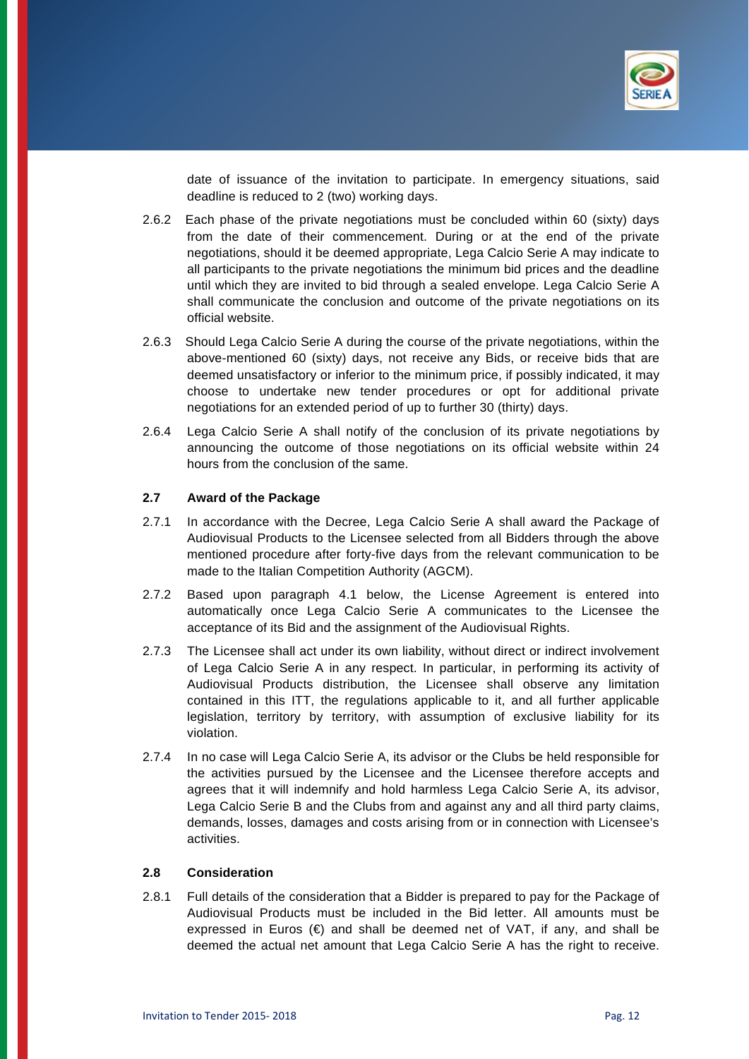date of issuance of the invitation to participate. In emergency situations, said deadline is reduced to 2 (two) working days.

2.6.2 Each phase of the private negotiations must be concluded within 60 (sixty) days from the date of their commencement. During or at the end of the private negotiations, should it be deemed appropriate, Lega Calcio Serie A may indicate to all participants to the private negotiations the minimum bid prices and the deadline until which they are invited to bid through a sealed envelope. Lega Calcio Serie A shall communicate the conclusion and outcome of the private negotiations on its official website.

2.6.3 Should Lega Calcio Serie A during the course of the private negotiations, within the above-mentioned 60 (sixty) days, not receive any Bids, or receive bids that are deemed unsatisfactory or inferior to the minimum price, if possibly indicated, it may choose to undertake new tender procedures or opt for additional private negotiations for an extended period of up to further 30 (thirty) days.

2.6.4 Lega Calcio Serie A shall notify of the conclusion of its private negotiations by announcing the outcome of those negotiations on its official website within 24 hours from the conclusion of the same.

### 2.7 Award of the Package

2.7.1 In accordance with the Decree, Lega Calcio Serie A shall award the Package of Audiovisual Products to the Licensee selected from all Bidders through the above mentioned procedure after forty-five days from the relevant communication to be made to the Italian Competition Authority (AGCM).

2.7.2 Based upon paragraph 4.1 below, the License Agreement is entered into automatically once Lega Calcio Serie A communicates to the Licensee the acceptance of its Bid and the assignment of the Audiovisual Rights.

2.7.3 The Licensee shall act under its own liability, without direct or indirect involvement of Lega Calcio Serie A in any respect. In particular, in performing its activity of Audiovisual Products distribution, the Licensee shall observe any limitation contained in this ITT, the regulations applicable to it, and all further applicable legislation, territory by territory, with assumption of exclusive liability for its violation.

2.7.4 In no case will Lega Calcio Serie A, its advisor or the Clubs be held responsible for the activities pursued by the Licensee and the Licensee therefore accepts and agrees that it will indemnify and hold harmless Lega Calcio Serie A, its advisor, Lega Calcio Serie B and the Clubs from and against any and all third party claims, demands, losses, damages and costs arising from or in connection with Licensee's activities.

### 2.8 Consideration

2.8.1 Full details of the consideration that a Bidder is prepared to pay for the Package of Audiovisual Products must be included in the Bid letter. All amounts must be expressed in Euros (€) and shall be deemed net of VAT, if any, and shall be deemed the actual net amount that Lega Calcio Serie A has the right to receive.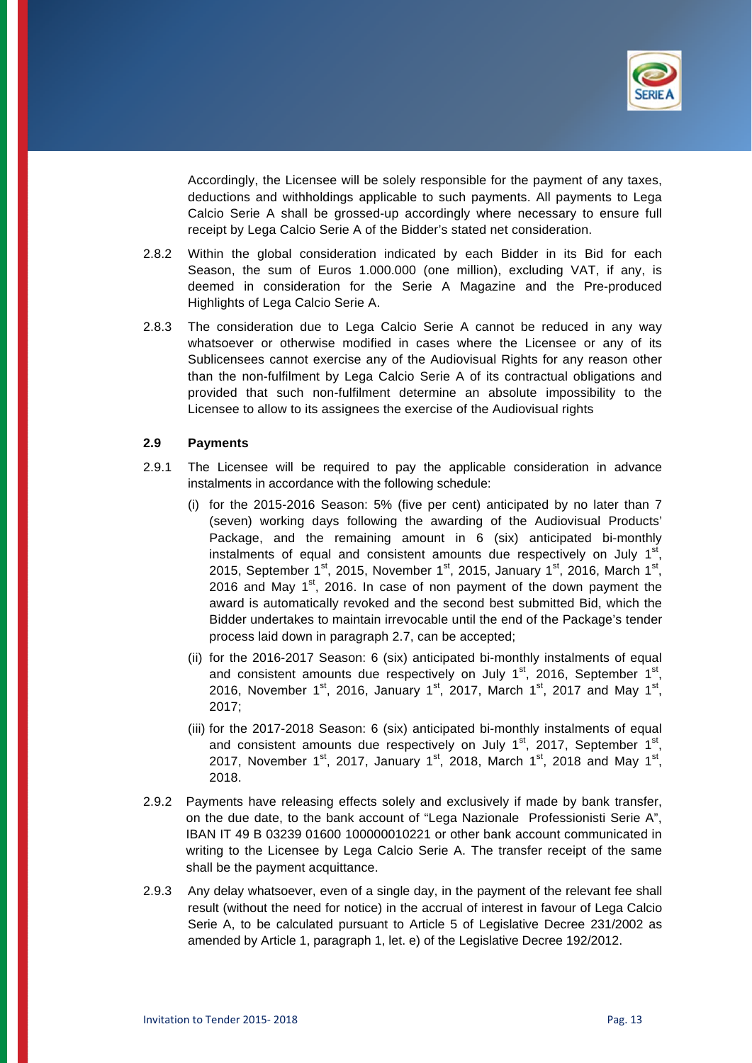Accordingly, the Licensee will be solely responsible for the payment of any taxes, deductions and withholdings applicable to such payments. All payments to Lega Calcio Serie A shall be grossed-up accordingly where necessary to ensure full receipt by Lega Calcio Serie A of the Bidder's stated net consideration.

2.8.2 Within the global consideration indicated by each Bidder in its Bid for each Season, the sum of Euros 1.000.000 (one million), excluding VAT, if any, is deemed in consideration for the Serie A Magazine and the Pre-produced Highlights of Lega Calcio Serie A.

2.8.3 The consideration due to Lega Calcio Serie A cannot be reduced in any way whatsoever or otherwise modified in cases where the Licensee or any of its Sublicensees cannot exercise any of the Audiovisual Rights for any reason other than the non-fulfilment by Lega Calcio Serie A of its contractual obligations and provided that such non-fulfilment determine an absolute impossibility to the Licensee to allow to its assignees the exercise of the Audiovisual rights

**2.9 Payments**

2.9.1 The Licensee will be required to pay the applicable consideration in advance instalments in accordance with the following schedule:

(i) for the 2015-2016 Season: 5% (five per cent) anticipated by no later than 7 (seven) working days following the awarding of the Audiovisual Products' Package, and the remaining amount in 6 (six) anticipated bi-monthly instalments of equal and consistent amounts due respectively on July 1st, 2015, September 1st, 2015, November 1st, 2015, January 1st, 2016, March 1st, 2016 and May 1st, 2016. In case of non payment of the down payment the award is automatically revoked and the second best submitted Bid, which the Bidder undertakes to maintain irrevocable until the end of the Package's tender process laid down in paragraph 2.7, can be accepted;

(ii) for the 2016-2017 Season: 6 (six) anticipated bi-monthly instalments of equal and consistent amounts due respectively on July 1st, 2016, September 1st, 2016, November 1st, 2016, January 1st, 2017, March 1st, 2017 and May 1st, 2017;

(iii) for the 2017-2018 Season: 6 (six) anticipated bi-monthly instalments of equal and consistent amounts due respectively on July 1st, 2017, September 1st, 2017, November 1st, 2017, January 1st, 2018, March 1st, 2018 and May 1st, 2018.

2.9.2 Payments have releasing effects solely and exclusively if made by bank transfer, on the due date, to the bank account of "Lega Nazionale Professionisti Serie A", IBAN IT 49 B 03239 01600 100000010221 or other bank account communicated in writing to the Licensee by Lega Calcio Serie A. The transfer receipt of the same shall be the payment acquittance.

2.9.3 Any delay whatsoever, even of a single day, in the payment of the relevant fee shall result (without the need for notice) in the accrual of interest in favour of Lega Calcio Serie A, to be calculated pursuant to Article 5 of Legislative Decree 231/2002 as amended by Article 1, paragraph 1, let. e) of the Legislative Decree 192/2012.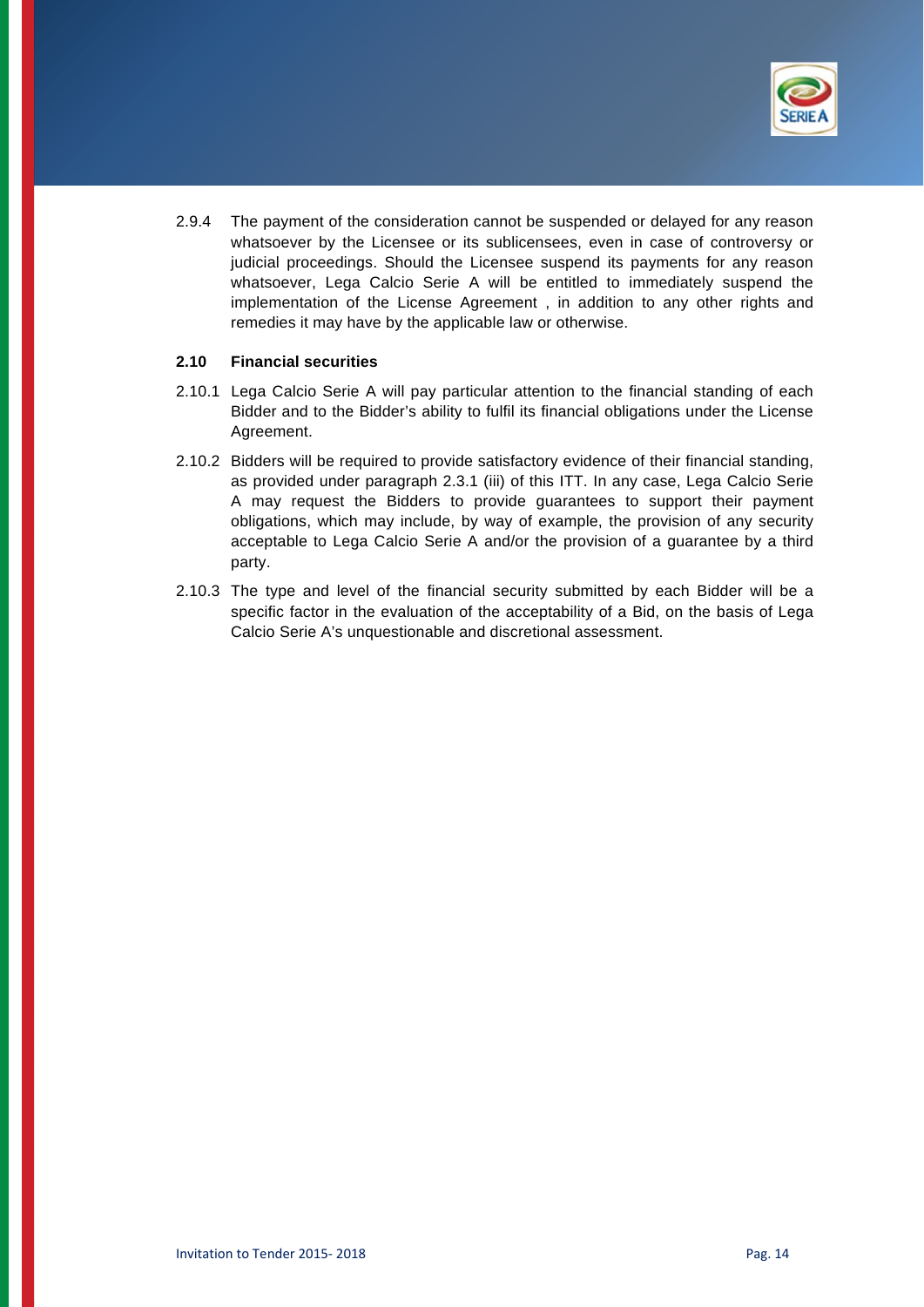2.9.4 The payment of the consideration cannot be suspended or delayed for any reason whatsoever by the Licensee or its sublicensees, even in case of controversy or judicial proceedings. Should the Licensee suspend its payments for any reason whatsoever, Lega Calcio Serie A will be entitled to immediately suspend the implementation of the License Agreement , in addition to any other rights and remedies it may have by the applicable law or otherwise.

### 2.10 Financial securities

2.10.1 Lega Calcio Serie A will pay particular attention to the financial standing of each Bidder and to the Bidder's ability to fulfil its financial obligations under the License Agreement.

2.10.2 Bidders will be required to provide satisfactory evidence of their financial standing, as provided under paragraph 2.3.1 (iii) of this ITT. In any case, Lega Calcio Serie A may request the Bidders to provide guarantees to support their payment obligations, which may include, by way of example, the provision of any security acceptable to Lega Calcio Serie A and/or the provision of a guarantee by a third party.

2.10.3 The type and level of the financial security submitted by each Bidder will be a specific factor in the evaluation of the acceptability of a Bid, on the basis of Lega Calcio Serie A's unquestionable and discretional assessment.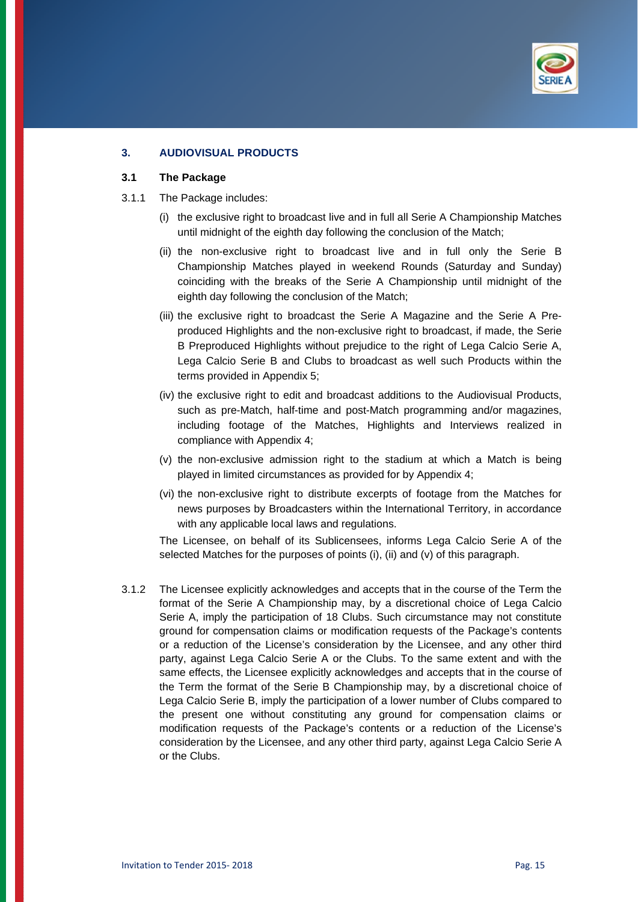## 3. AUDIOVISUAL PRODUCTS

### 3.1 The Package

3.1.1 The Package includes:

(i) the exclusive right to broadcast live and in full all Serie A Championship Matches until midnight of the eighth day following the conclusion of the Match;

(ii) the non-exclusive right to broadcast live and in full only the Serie B Championship Matches played in weekend Rounds (Saturday and Sunday) coinciding with the breaks of the Serie A Championship until midnight of the eighth day following the conclusion of the Match;

(iii) the exclusive right to broadcast the Serie A Magazine and the Serie A Pre-produced Highlights and the non-exclusive right to broadcast, if made, the Serie B Preproduced Highlights without prejudice to the right of Lega Calcio Serie A, Lega Calcio Serie B and Clubs to broadcast as well such Products within the terms provided in Appendix 5;

(iv) the exclusive right to edit and broadcast additions to the Audiovisual Products, such as pre-Match, half-time and post-Match programming and/or magazines, including footage of the Matches, Highlights and Interviews realized in compliance with Appendix 4;

(v) the non-exclusive admission right to the stadium at which a Match is being played in limited circumstances as provided for by Appendix 4;

(vi) the non-exclusive right to distribute excerpts of footage from the Matches for news purposes by Broadcasters within the International Territory, in accordance with any applicable local laws and regulations.

The Licensee, on behalf of its Sublicensees, informs Lega Calcio Serie A of the selected Matches for the purposes of points (i), (ii) and (v) of this paragraph.

3.1.2 The Licensee explicitly acknowledges and accepts that in the course of the Term the format of the Serie A Championship may, by a discretional choice of Lega Calcio Serie A, imply the participation of 18 Clubs. Such circumstance may not constitute ground for compensation claims or modification requests of the Package's contents or a reduction of the License's consideration by the Licensee, and any other third party, against Lega Calcio Serie A or the Clubs. To the same extent and with the same effects, the Licensee explicitly acknowledges and accepts that in the course of the Term the format of the Serie B Championship may, by a discretional choice of Lega Calcio Serie B, imply the participation of a lower number of Clubs compared to the present one without constituting any ground for compensation claims or modification requests of the Package's contents or a reduction of the License's consideration by the Licensee, and any other third party, against Lega Calcio Serie A or the Clubs.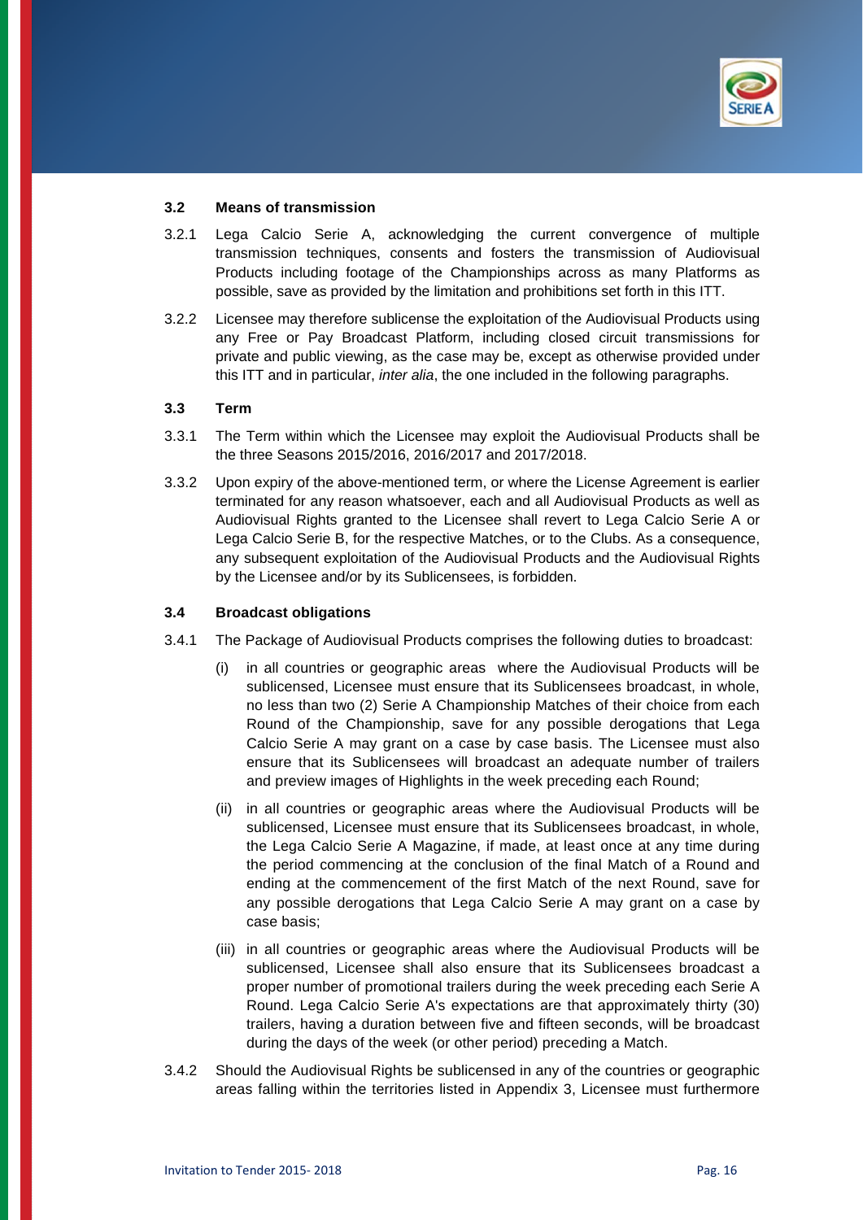### 3.2 Means of transmission

3.2.1 Lega Calcio Serie A, acknowledging the current convergence of multiple transmission techniques, consents and fosters the transmission of Audiovisual Products including footage of the Championships across as many Platforms as possible, save as provided by the limitation and prohibitions set forth in this ITT.

3.2.2 Licensee may therefore sublicense the exploitation of the Audiovisual Products using any Free or Pay Broadcast Platform, including closed circuit transmissions for private and public viewing, as the case may be, except as otherwise provided under this ITT and in particular, *inter alia*, the one included in the following paragraphs.

### 3.3 Term

3.3.1 The Term within which the Licensee may exploit the Audiovisual Products shall be the three Seasons 2015/2016, 2016/2017 and 2017/2018.

3.3.2 Upon expiry of the above-mentioned term, or where the License Agreement is earlier terminated for any reason whatsoever, each and all Audiovisual Products as well as Audiovisual Rights granted to the Licensee shall revert to Lega Calcio Serie A or Lega Calcio Serie B, for the respective Matches, or to the Clubs. As a consequence, any subsequent exploitation of the Audiovisual Products and the Audiovisual Rights by the Licensee and/or by its Sublicensees, is forbidden.

### 3.4 Broadcast obligations

3.4.1 The Package of Audiovisual Products comprises the following duties to broadcast:

(i) in all countries or geographic areas where the Audiovisual Products will be sublicensed, Licensee must ensure that its Sublicensees broadcast, in whole, no less than two (2) Serie A Championship Matches of their choice from each Round of the Championship, save for any possible derogations that Lega Calcio Serie A may grant on a case by case basis. The Licensee must also ensure that its Sublicensees will broadcast an adequate number of trailers and preview images of Highlights in the week preceding each Round;

(ii) in all countries or geographic areas where the Audiovisual Products will be sublicensed, Licensee must ensure that its Sublicensees broadcast, in whole, the Lega Calcio Serie A Magazine, if made, at least once at any time during the period commencing at the conclusion of the final Match of a Round and ending at the commencement of the first Match of the next Round, save for any possible derogations that Lega Calcio Serie A may grant on a case by case basis;

(iii) in all countries or geographic areas where the Audiovisual Products will be sublicensed, Licensee shall also ensure that its Sublicensees broadcast a proper number of promotional trailers during the week preceding each Serie A Round. Lega Calcio Serie A's expectations are that approximately thirty (30) trailers, having a duration between five and fifteen seconds, will be broadcast during the days of the week (or other period) preceding a Match.

3.4.2 Should the Audiovisual Rights be sublicensed in any of the countries or geographic areas falling within the territories listed in Appendix 3, Licensee must furthermore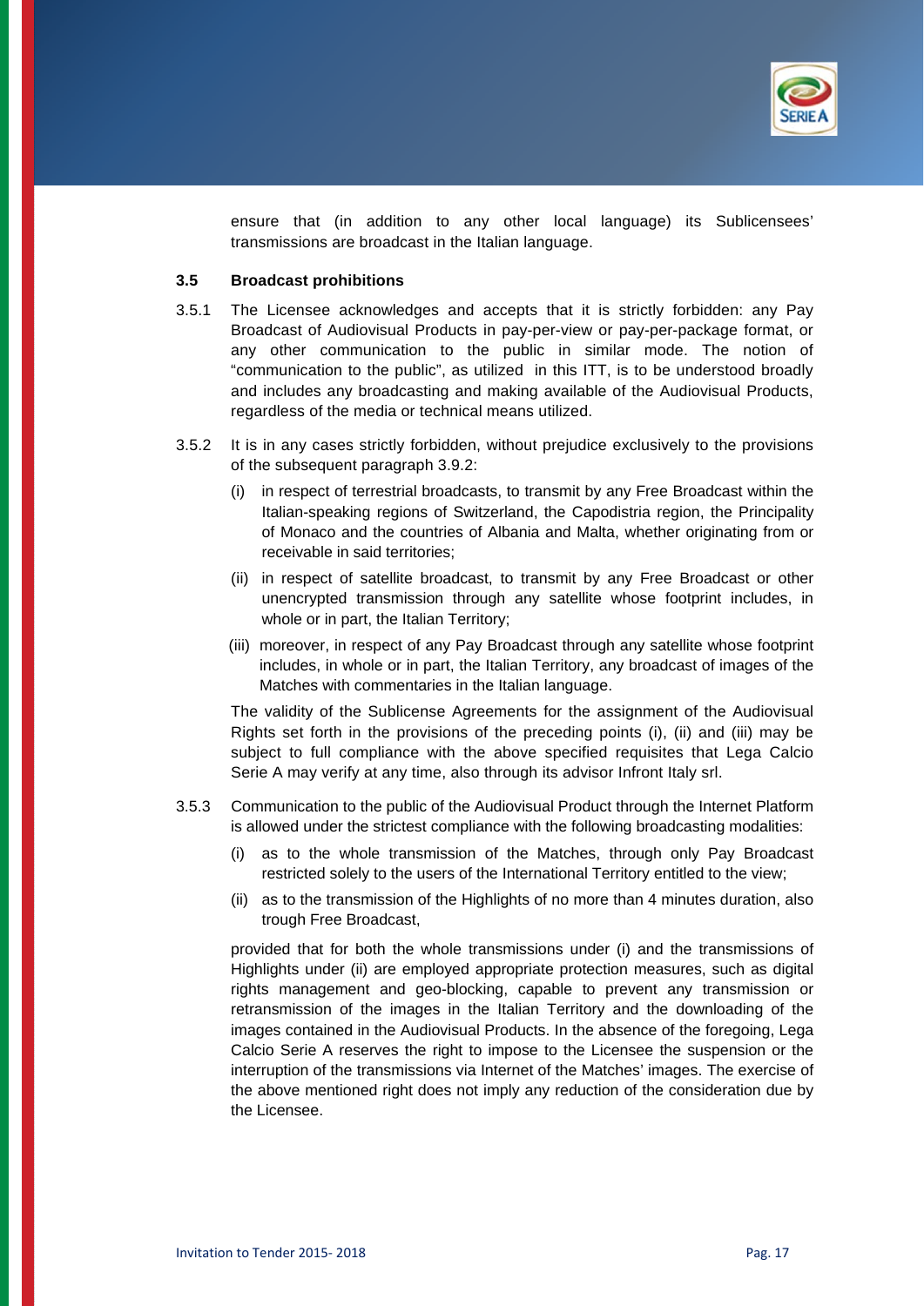ensure that (in addition to any other local language) its Sublicensees' transmissions are broadcast in the Italian language.

### 3.5 Broadcast prohibitions

3.5.1 The Licensee acknowledges and accepts that it is strictly forbidden: any Pay Broadcast of Audiovisual Products in pay-per-view or pay-per-package format, or any other communication to the public in similar mode. The notion of "communication to the public", as utilized in this ITT, is to be understood broadly and includes any broadcasting and making available of the Audiovisual Products, regardless of the media or technical means utilized.

3.5.2 It is in any cases strictly forbidden, without prejudice exclusively to the provisions of the subsequent paragraph 3.9.2:

(i) in respect of terrestrial broadcasts, to transmit by any Free Broadcast within the Italian-speaking regions of Switzerland, the Capodistria region, the Principality of Monaco and the countries of Albania and Malta, whether originating from or receivable in said territories;

(ii) in respect of satellite broadcast, to transmit by any Free Broadcast or other unencrypted transmission through any satellite whose footprint includes, in whole or in part, the Italian Territory;

(iii) moreover, in respect of any Pay Broadcast through any satellite whose footprint includes, in whole or in part, the Italian Territory, any broadcast of images of the Matches with commentaries in the Italian language.

The validity of the Sublicense Agreements for the assignment of the Audiovisual Rights set forth in the provisions of the preceding points (i), (ii) and (iii) may be subject to full compliance with the above specified requisites that Lega Calcio Serie A may verify at any time, also through its advisor Infront Italy srl.

3.5.3 Communication to the public of the Audiovisual Product through the Internet Platform is allowed under the strictest compliance with the following broadcasting modalities:

(i) as to the whole transmission of the Matches, through only Pay Broadcast restricted solely to the users of the International Territory entitled to the view;

(ii) as to the transmission of the Highlights of no more than 4 minutes duration, also trough Free Broadcast,

provided that for both the whole transmissions under (i) and the transmissions of Highlights under (ii) are employed appropriate protection measures, such as digital rights management and geo-blocking, capable to prevent any transmission or retransmission of the images in the Italian Territory and the downloading of the images contained in the Audiovisual Products. In the absence of the foregoing, Lega Calcio Serie A reserves the right to impose to the Licensee the suspension or the interruption of the transmissions via Internet of the Matches' images. The exercise of the above mentioned right does not imply any reduction of the consideration due by the Licensee.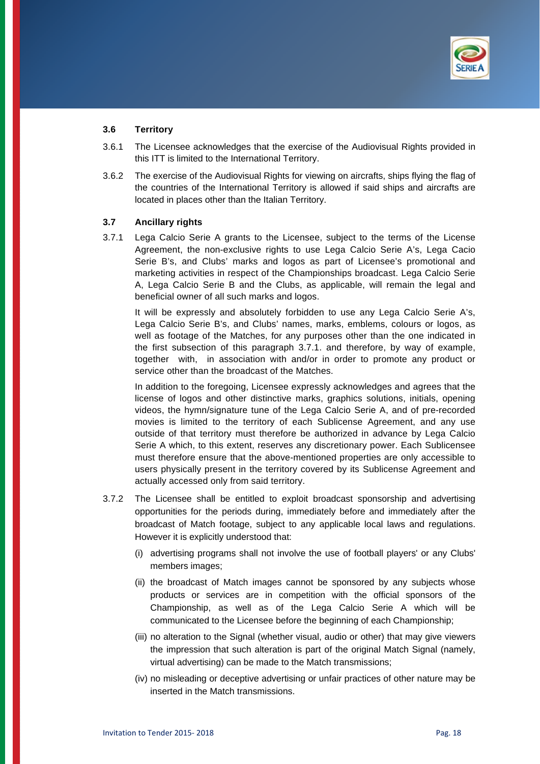### 3.6 Territory

3.6.1 The Licensee acknowledges that the exercise of the Audiovisual Rights provided in this ITT is limited to the International Territory.

3.6.2 The exercise of the Audiovisual Rights for viewing on aircrafts, ships flying the flag of the countries of the International Territory is allowed if said ships and aircrafts are located in places other than the Italian Territory.

### 3.7 Ancillary rights

3.7.1 Lega Calcio Serie A grants to the Licensee, subject to the terms of the License Agreement, the non-exclusive rights to use Lega Calcio Serie A's, Lega Cacio Serie B's, and Clubs' marks and logos as part of Licensee's promotional and marketing activities in respect of the Championships broadcast. Lega Calcio Serie A, Lega Calcio Serie B and the Clubs, as applicable, will remain the legal and beneficial owner of all such marks and logos.

It will be expressly and absolutely forbidden to use any Lega Calcio Serie A's, Lega Calcio Serie B's, and Clubs' names, marks, emblems, colours or logos, as well as footage of the Matches, for any purposes other than the one indicated in the first subsection of this paragraph 3.7.1. and therefore, by way of example, together with, in association with and/or in order to promote any product or service other than the broadcast of the Matches.

In addition to the foregoing, Licensee expressly acknowledges and agrees that the license of logos and other distinctive marks, graphics solutions, initials, opening videos, the hymn/signature tune of the Lega Calcio Serie A, and of pre-recorded movies is limited to the territory of each Sublicense Agreement, and any use outside of that territory must therefore be authorized in advance by Lega Calcio Serie A which, to this extent, reserves any discretionary power. Each Sublicensee must therefore ensure that the above-mentioned properties are only accessible to users physically present in the territory covered by its Sublicense Agreement and actually accessed only from said territory.

3.7.2 The Licensee shall be entitled to exploit broadcast sponsorship and advertising opportunities for the periods during, immediately before and immediately after the broadcast of Match footage, subject to any applicable local laws and regulations. However it is explicitly understood that:

(i) advertising programs shall not involve the use of football players' or any Clubs' members images;

(ii) the broadcast of Match images cannot be sponsored by any subjects whose products or services are in competition with the official sponsors of the Championship, as well as of the Lega Calcio Serie A which will be communicated to the Licensee before the beginning of each Championship;

(iii) no alteration to the Signal (whether visual, audio or other) that may give viewers the impression that such alteration is part of the original Match Signal (namely, virtual advertising) can be made to the Match transmissions;

(iv) no misleading or deceptive advertising or unfair practices of other nature may be inserted in the Match transmissions.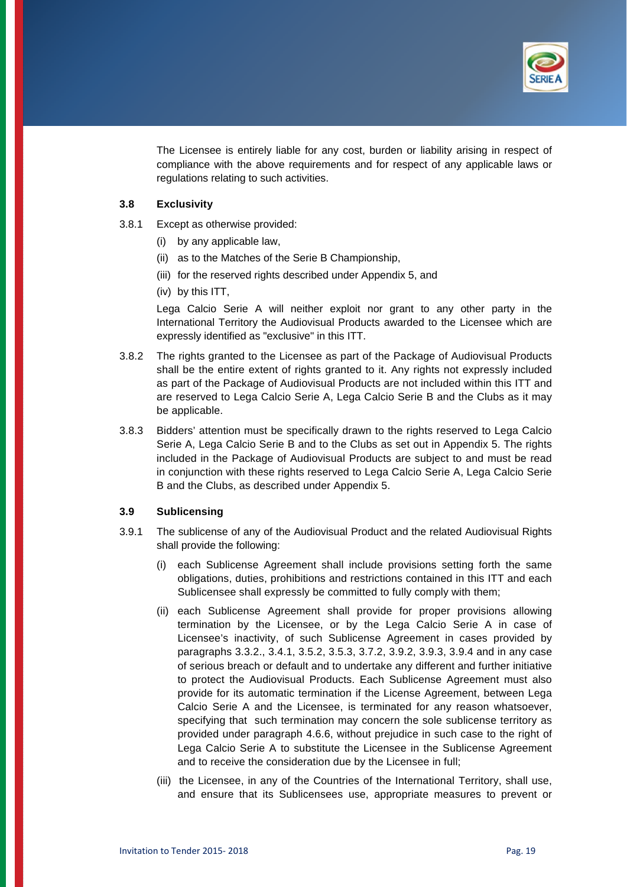The Licensee is entirely liable for any cost, burden or liability arising in respect of compliance with the above requirements and for respect of any applicable laws or regulations relating to such activities.

### 3.8 Exclusivity

3.8.1 Except as otherwise provided:

(i) by any applicable law,

(ii) as to the Matches of the Serie B Championship,

(iii) for the reserved rights described under Appendix 5, and

(iv) by this ITT,

Lega Calcio Serie A will neither exploit nor grant to any other party in the International Territory the Audiovisual Products awarded to the Licensee which are expressly identified as "exclusive" in this ITT.

3.8.2 The rights granted to the Licensee as part of the Package of Audiovisual Products shall be the entire extent of rights granted to it. Any rights not expressly included as part of the Package of Audiovisual Products are not included within this ITT and are reserved to Lega Calcio Serie A, Lega Calcio Serie B and the Clubs as it may be applicable.

3.8.3 Bidders' attention must be specifically drawn to the rights reserved to Lega Calcio Serie A, Lega Calcio Serie B and to the Clubs as set out in Appendix 5. The rights included in the Package of Audiovisual Products are subject to and must be read in conjunction with these rights reserved to Lega Calcio Serie A, Lega Calcio Serie B and the Clubs, as described under Appendix 5.

### 3.9 Sublicensing

3.9.1 The sublicense of any of the Audiovisual Product and the related Audiovisual Rights shall provide the following:

(i) each Sublicense Agreement shall include provisions setting forth the same obligations, duties, prohibitions and restrictions contained in this ITT and each Sublicensee shall expressly be committed to fully comply with them;

(ii) each Sublicense Agreement shall provide for proper provisions allowing termination by the Licensee, or by the Lega Calcio Serie A in case of Licensee's inactivity, of such Sublicense Agreement in cases provided by paragraphs 3.3.2., 3.4.1, 3.5.2, 3.5.3, 3.7.2, 3.9.2, 3.9.3, 3.9.4 and in any case of serious breach or default and to undertake any different and further initiative to protect the Audiovisual Products. Each Sublicense Agreement must also provide for its automatic termination if the License Agreement, between Lega Calcio Serie A and the Licensee, is terminated for any reason whatsoever, specifying that such termination may concern the sole sublicense territory as provided under paragraph 4.6.6, without prejudice in such case to the right of Lega Calcio Serie A to substitute the Licensee in the Sublicense Agreement and to receive the consideration due by the Licensee in full;

(iii) the Licensee, in any of the Countries of the International Territory, shall use, and ensure that its Sublicensees use, appropriate measures to prevent or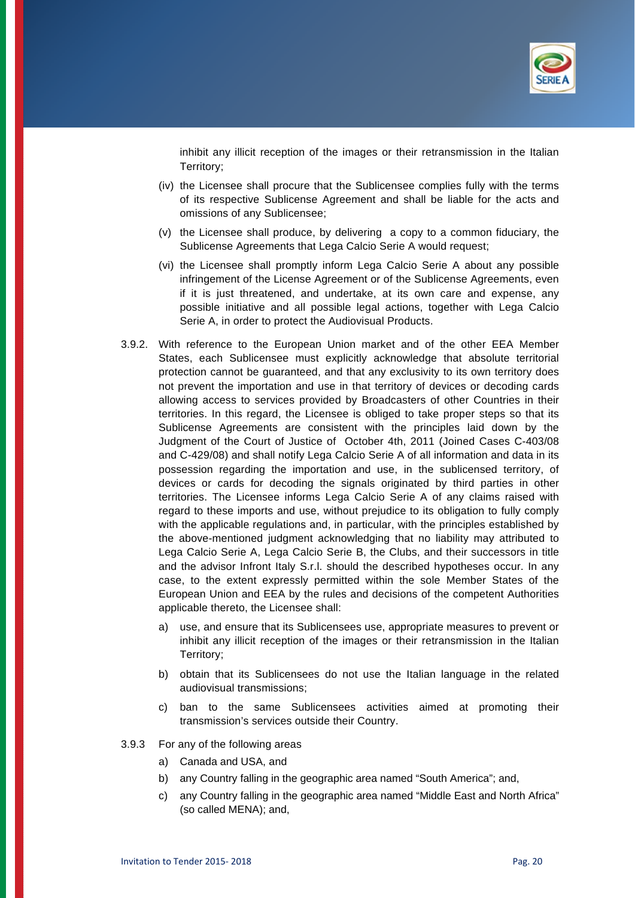inhibit any illicit reception of the images or their retransmission in the Italian Territory;

(iv) the Licensee shall procure that the Sublicensee complies fully with the terms of its respective Sublicense Agreement and shall be liable for the acts and omissions of any Sublicensee;

(v) the Licensee shall produce, by delivering a copy to a common fiduciary, the Sublicense Agreements that Lega Calcio Serie A would request;

(vi) the Licensee shall promptly inform Lega Calcio Serie A about any possible infringement of the License Agreement or of the Sublicense Agreements, even if it is just threatened, and undertake, at its own care and expense, any possible initiative and all possible legal actions, together with Lega Calcio Serie A, in order to protect the Audiovisual Products.

3.9.2. With reference to the European Union market and of the other EEA Member States, each Sublicensee must explicitly acknowledge that absolute territorial protection cannot be guaranteed, and that any exclusivity to its own territory does not prevent the importation and use in that territory of devices or decoding cards allowing access to services provided by Broadcasters of other Countries in their territories. In this regard, the Licensee is obliged to take proper steps so that its Sublicense Agreements are consistent with the principles laid down by the Judgment of the Court of Justice of October 4th, 2011 (Joined Cases C-403/08 and C-429/08) and shall notify Lega Calcio Serie A of all information and data in its possession regarding the importation and use, in the sublicensed territory, of devices or cards for decoding the signals originated by third parties in other territories. The Licensee informs Lega Calcio Serie A of any claims raised with regard to these imports and use, without prejudice to its obligation to fully comply with the applicable regulations and, in particular, with the principles established by the above-mentioned judgment acknowledging that no liability may attributed to Lega Calcio Serie A, Lega Calcio Serie B, the Clubs, and their successors in title and the advisor Infront Italy S.r.l. should the described hypotheses occur. In any case, to the extent expressly permitted within the sole Member States of the European Union and EEA by the rules and decisions of the competent Authorities applicable thereto, the Licensee shall:

a) use, and ensure that its Sublicensees use, appropriate measures to prevent or inhibit any illicit reception of the images or their retransmission in the Italian Territory;

b) obtain that its Sublicensees do not use the Italian language in the related audiovisual transmissions;

c) ban to the same Sublicensees activities aimed at promoting their transmission's services outside their Country.

3.9.3 For any of the following areas

a) Canada and USA, and

b) any Country falling in the geographic area named "South America"; and,

c) any Country falling in the geographic area named "Middle East and North Africa" (so called MENA); and,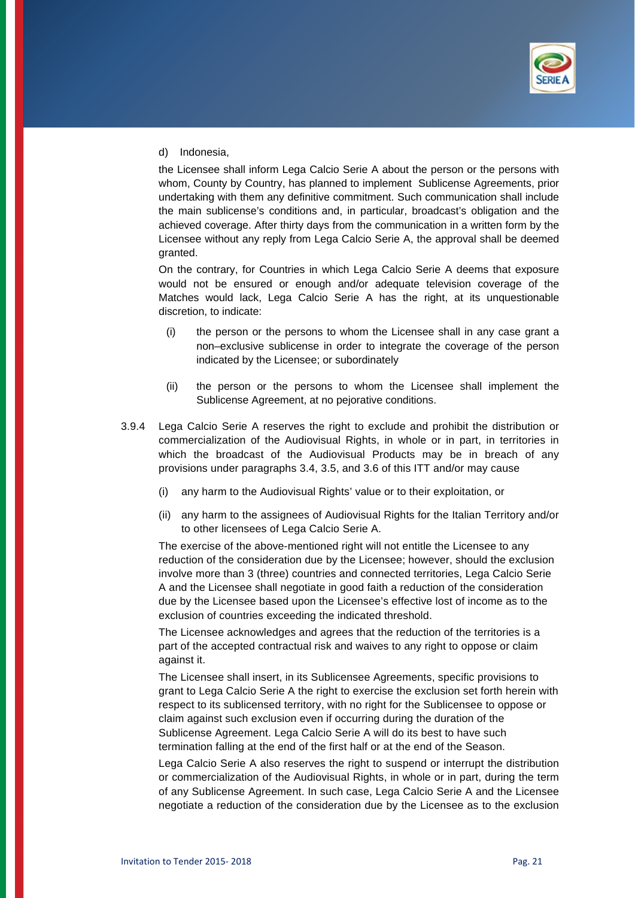d) Indonesia,

the Licensee shall inform Lega Calcio Serie A about the person or the persons with whom, County by Country, has planned to implement Sublicense Agreements, prior undertaking with them any definitive commitment. Such communication shall include the main sublicense's conditions and, in particular, broadcast's obligation and the achieved coverage. After thirty days from the communication in a written form by the Licensee without any reply from Lega Calcio Serie A, the approval shall be deemed granted.

On the contrary, for Countries in which Lega Calcio Serie A deems that exposure would not be ensured or enough and/or adequate television coverage of the Matches would lack, Lega Calcio Serie A has the right, at its unquestionable discretion, to indicate:

(i) the person or the persons to whom the Licensee shall in any case grant a non–exclusive sublicense in order to integrate the coverage of the person indicated by the Licensee; or subordinately

(ii) the person or the persons to whom the Licensee shall implement the Sublicense Agreement, at no pejorative conditions.

3.9.4 Lega Calcio Serie A reserves the right to exclude and prohibit the distribution or commercialization of the Audiovisual Rights, in whole or in part, in territories in which the broadcast of the Audiovisual Products may be in breach of any provisions under paragraphs 3.4, 3.5, and 3.6 of this ITT and/or may cause

(i) any harm to the Audiovisual Rights' value or to their exploitation, or

(ii) any harm to the assignees of Audiovisual Rights for the Italian Territory and/or to other licensees of Lega Calcio Serie A.

The exercise of the above-mentioned right will not entitle the Licensee to any reduction of the consideration due by the Licensee; however, should the exclusion involve more than 3 (three) countries and connected territories, Lega Calcio Serie A and the Licensee shall negotiate in good faith a reduction of the consideration due by the Licensee based upon the Licensee's effective lost of income as to the exclusion of countries exceeding the indicated threshold.

The Licensee acknowledges and agrees that the reduction of the territories is a part of the accepted contractual risk and waives to any right to oppose or claim against it.

The Licensee shall insert, in its Sublicensee Agreements, specific provisions to grant to Lega Calcio Serie A the right to exercise the exclusion set forth herein with respect to its sublicensed territory, with no right for the Sublicensee to oppose or claim against such exclusion even if occurring during the duration of the Sublicense Agreement. Lega Calcio Serie A will do its best to have such termination falling at the end of the first half or at the end of the Season.

Lega Calcio Serie A also reserves the right to suspend or interrupt the distribution or commercialization of the Audiovisual Rights, in whole or in part, during the term of any Sublicense Agreement. In such case, Lega Calcio Serie A and the Licensee negotiate a reduction of the consideration due by the Licensee as to the exclusion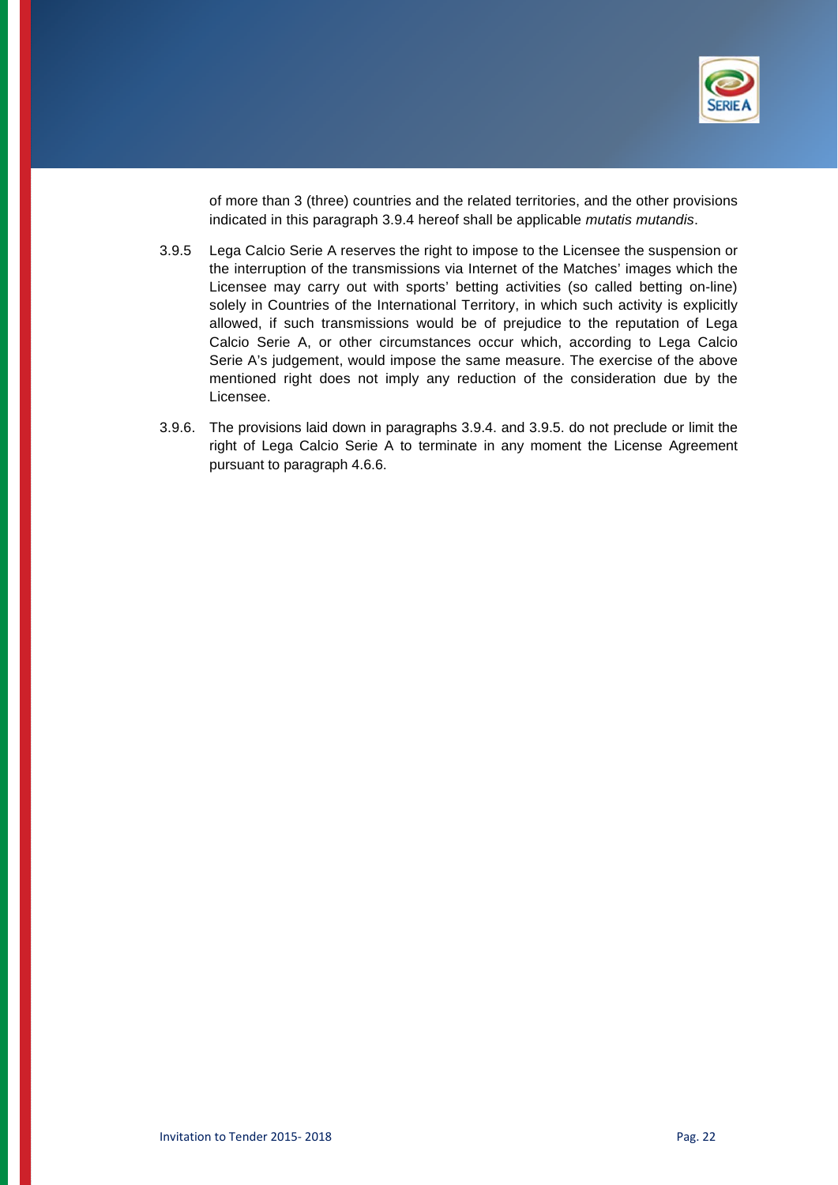of more than 3 (three) countries and the related territories, and the other provisions indicated in this paragraph 3.9.4 hereof shall be applicable *mutatis mutandis*.

3.9.5 Lega Calcio Serie A reserves the right to impose to the Licensee the suspension or the interruption of the transmissions via Internet of the Matches' images which the Licensee may carry out with sports' betting activities (so called betting on-line) solely in Countries of the International Territory, in which such activity is explicitly allowed, if such transmissions would be of prejudice to the reputation of Lega Calcio Serie A, or other circumstances occur which, according to Lega Calcio Serie A's judgement, would impose the same measure. The exercise of the above mentioned right does not imply any reduction of the consideration due by the Licensee.

3.9.6. The provisions laid down in paragraphs 3.9.4. and 3.9.5. do not preclude or limit the right of Lega Calcio Serie A to terminate in any moment the License Agreement pursuant to paragraph 4.6.6.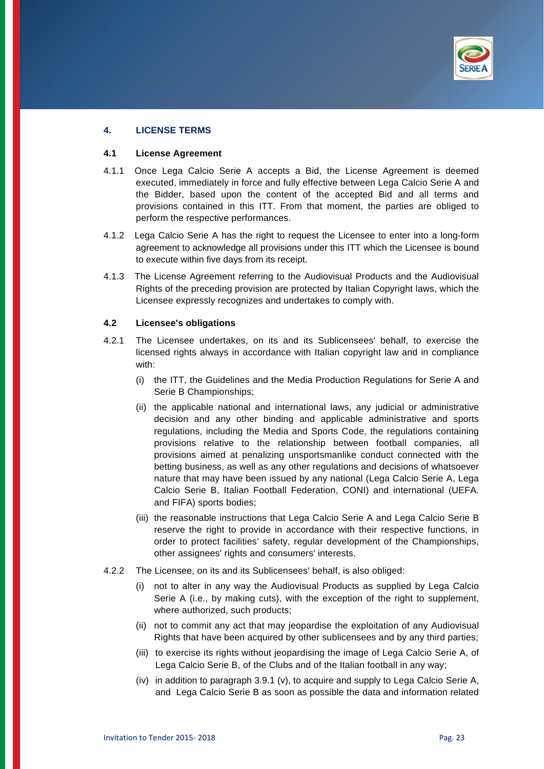## 4. LICENSE TERMS

### 4.1 License Agreement

4.1.1 Once Lega Calcio Serie A accepts a Bid, the License Agreement is deemed executed, immediately in force and fully effective between Lega Calcio Serie A and the Bidder, based upon the content of the accepted Bid and all terms and provisions contained in this ITT. From that moment, the parties are obliged to perform the respective performances.

4.1.2 Lega Calcio Serie A has the right to request the Licensee to enter into a long-form agreement to acknowledge all provisions under this ITT which the Licensee is bound to execute within five days from its receipt.

4.1.3 The License Agreement referring to the Audiovisual Products and the Audiovisual Rights of the preceding provision are protected by Italian Copyright laws, which the Licensee expressly recognizes and undertakes to comply with.

### 4.2 Licensee's obligations

4.2.1 The Licensee undertakes, on its and its Sublicensees' behalf, to exercise the licensed rights always in accordance with Italian copyright law and in compliance with:

- (i) the ITT, the Guidelines and the Media Production Regulations for Serie A and Serie B Championships;
- (ii) the applicable national and international laws, any judicial or administrative decision and any other binding and applicable administrative and sports regulations, including the Media and Sports Code, the regulations containing provisions relative to the relationship between football companies, all provisions aimed at penalizing unsportsmanlike conduct connected with the betting business, as well as any other regulations and decisions of whatsoever nature that may have been issued by any national (Lega Calcio Serie A, Lega Calcio Serie B, Italian Football Federation, CONI) and international (UEFA. and FIFA) sports bodies;
- (iii) the reasonable instructions that Lega Calcio Serie A and Lega Calcio Serie B reserve the right to provide in accordance with their respective functions, in order to protect facilities' safety, regular development of the Championships, other assignees' rights and consumers' interests.

4.2.2 The Licensee, on its and its Sublicensees' behalf, is also obliged:

- (i) not to alter in any way the Audiovisual Products as supplied by Lega Calcio Serie A (i.e., by making cuts), with the exception of the right to supplement, where authorized, such products;
- (ii) not to commit any act that may jeopardise the exploitation of any Audiovisual Rights that have been acquired by other sublicensees and by any third parties;
- (iii) to exercise its rights without jeopardising the image of Lega Calcio Serie A, of Lega Calcio Serie B, of the Clubs and of the Italian football in any way;
- (iv) in addition to paragraph 3.9.1 (v), to acquire and supply to Lega Calcio Serie A, and Lega Calcio Serie B as soon as possible the data and information related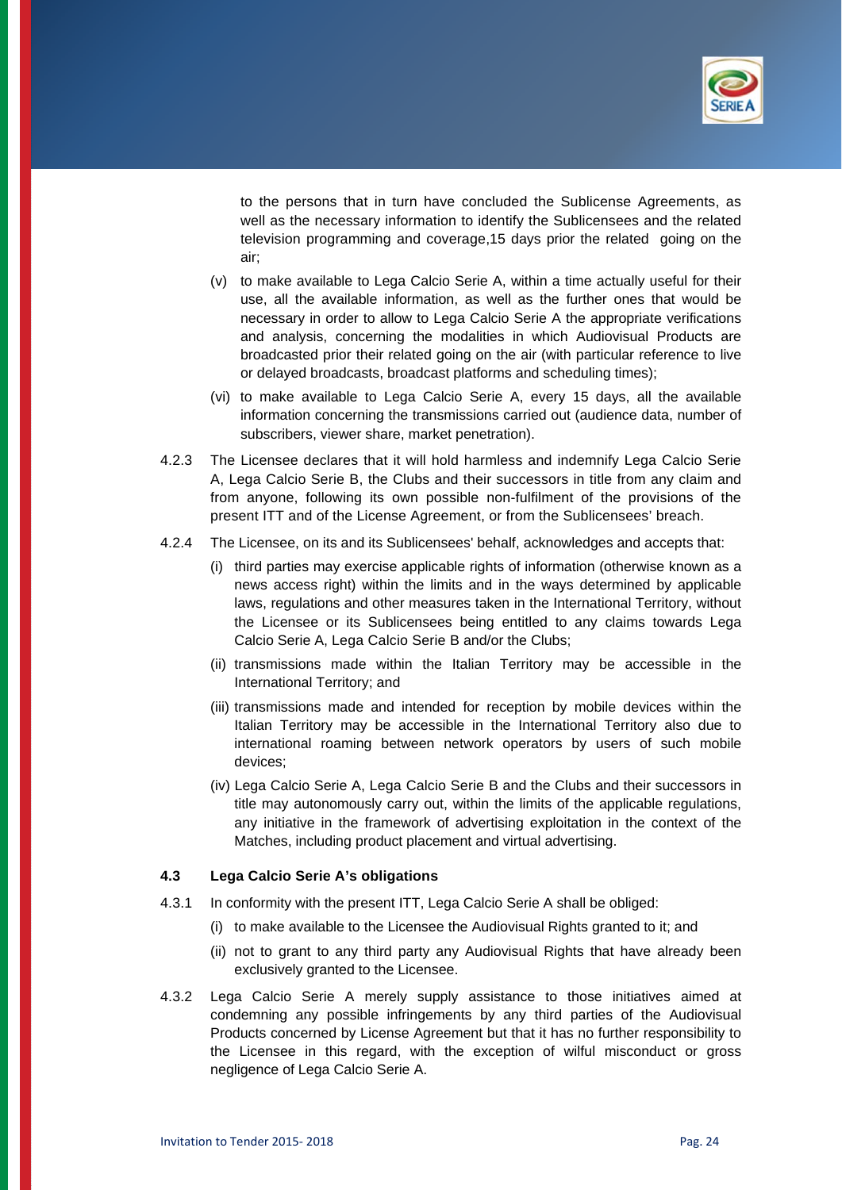to the persons that in turn have concluded the Sublicense Agreements, as well as the necessary information to identify the Sublicensees and the related television programming and coverage,15 days prior the related going on the air;

(v) to make available to Lega Calcio Serie A, within a time actually useful for their use, all the available information, as well as the further ones that would be necessary in order to allow to Lega Calcio Serie A the appropriate verifications and analysis, concerning the modalities in which Audiovisual Products are broadcasted prior their related going on the air (with particular reference to live or delayed broadcasts, broadcast platforms and scheduling times);

(vi) to make available to Lega Calcio Serie A, every 15 days, all the available information concerning the transmissions carried out (audience data, number of subscribers, viewer share, market penetration).

4.2.3 The Licensee declares that it will hold harmless and indemnify Lega Calcio Serie A, Lega Calcio Serie B, the Clubs and their successors in title from any claim and from anyone, following its own possible non-fulfilment of the provisions of the present ITT and of the License Agreement, or from the Sublicensees' breach.

4.2.4 The Licensee, on its and its Sublicensees' behalf, acknowledges and accepts that:

(i) third parties may exercise applicable rights of information (otherwise known as a news access right) within the limits and in the ways determined by applicable laws, regulations and other measures taken in the International Territory, without the Licensee or its Sublicensees being entitled to any claims towards Lega Calcio Serie A, Lega Calcio Serie B and/or the Clubs;

(ii) transmissions made within the Italian Territory may be accessible in the International Territory; and

(iii) transmissions made and intended for reception by mobile devices within the Italian Territory may be accessible in the International Territory also due to international roaming between network operators by users of such mobile devices;

(iv) Lega Calcio Serie A, Lega Calcio Serie B and the Clubs and their successors in title may autonomously carry out, within the limits of the applicable regulations, any initiative in the framework of advertising exploitation in the context of the Matches, including product placement and virtual advertising.

**4.3 Lega Calcio Serie A's obligations**

4.3.1 In conformity with the present ITT, Lega Calcio Serie A shall be obliged:

(i) to make available to the Licensee the Audiovisual Rights granted to it; and

(ii) not to grant to any third party any Audiovisual Rights that have already been exclusively granted to the Licensee.

4.3.2 Lega Calcio Serie A merely supply assistance to those initiatives aimed at condemning any possible infringements by any third parties of the Audiovisual Products concerned by License Agreement but that it has no further responsibility to the Licensee in this regard, with the exception of wilful misconduct or gross negligence of Lega Calcio Serie A.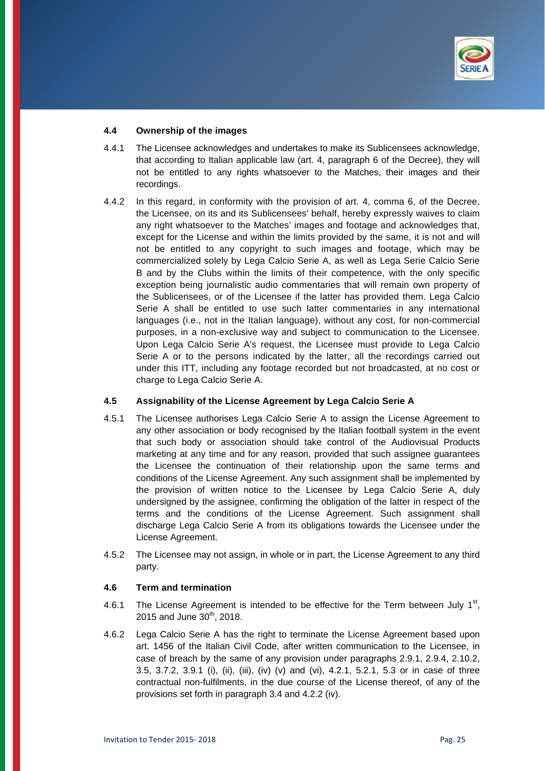### 4.4 Ownership of the images

4.4.1 The Licensee acknowledges and undertakes to make its Sublicensees acknowledge, that according to Italian applicable law (art. 4, paragraph 6 of the Decree), they will not be entitled to any rights whatsoever to the Matches, their images and their recordings.

4.4.2 In this regard, in conformity with the provision of art. 4, comma 6, of the Decree, the Licensee, on its and its Sublicensees' behalf, hereby expressly waives to claim any right whatsoever to the Matches' images and footage and acknowledges that, except for the License and within the limits provided by the same, it is not and will not be entitled to any copyright to such images and footage, which may be commercialized solely by Lega Calcio Serie A, as well as Lega Serie Calcio Serie B and by the Clubs within the limits of their competence, with the only specific exception being journalistic audio commentaries that will remain own property of the Sublicensees, or of the Licensee if the latter has provided them. Lega Calcio Serie A shall be entitled to use such latter commentaries in any international languages (i.e., not in the Italian language), without any cost, for non-commercial purposes, in a non-exclusive way and subject to communication to the Licensee. Upon Lega Calcio Serie A's request, the Licensee must provide to Lega Calcio Serie A or to the persons indicated by the latter, all the recordings carried out under this ITT, including any footage recorded but not broadcasted, at no cost or charge to Lega Calcio Serie A.

### 4.5 Assignability of the License Agreement by Lega Calcio Serie A

4.5.1 The Licensee authorises Lega Calcio Serie A to assign the License Agreement to any other association or body recognised by the Italian football system in the event that such body or association should take control of the Audiovisual Products marketing at any time and for any reason, provided that such assignee guarantees the Licensee the continuation of their relationship upon the same terms and conditions of the License Agreement. Any such assignment shall be implemented by the provision of written notice to the Licensee by Lega Calcio Serie A, duly undersigned by the assignee, confirming the obligation of the latter in respect of the terms and the conditions of the License Agreement. Such assignment shall discharge Lega Calcio Serie A from its obligations towards the Licensee under the License Agreement.

4.5.2 The Licensee may not assign, in whole or in part, the License Agreement to any third party.

### 4.6 Term and termination

4.6.1 The License Agreement is intended to be effective for the Term between July 1st, 2015 and June 30th, 2018.

4.6.2 Lega Calcio Serie A has the right to terminate the License Agreement based upon art. 1456 of the Italian Civil Code, after written communication to the Licensee, in case of breach by the same of any provision under paragraphs 2.9.1, 2.9.4, 2.10.2, 3.5, 3.7.2, 3.9.1 (i), (ii), (iii), (iv) (v) and (vi), 4.2.1, 5.2.1, 5.3 or in case of three contractual non-fulfilments, in the due course of the License thereof, of any of the provisions set forth in paragraph 3.4 and 4.2.2 (iv).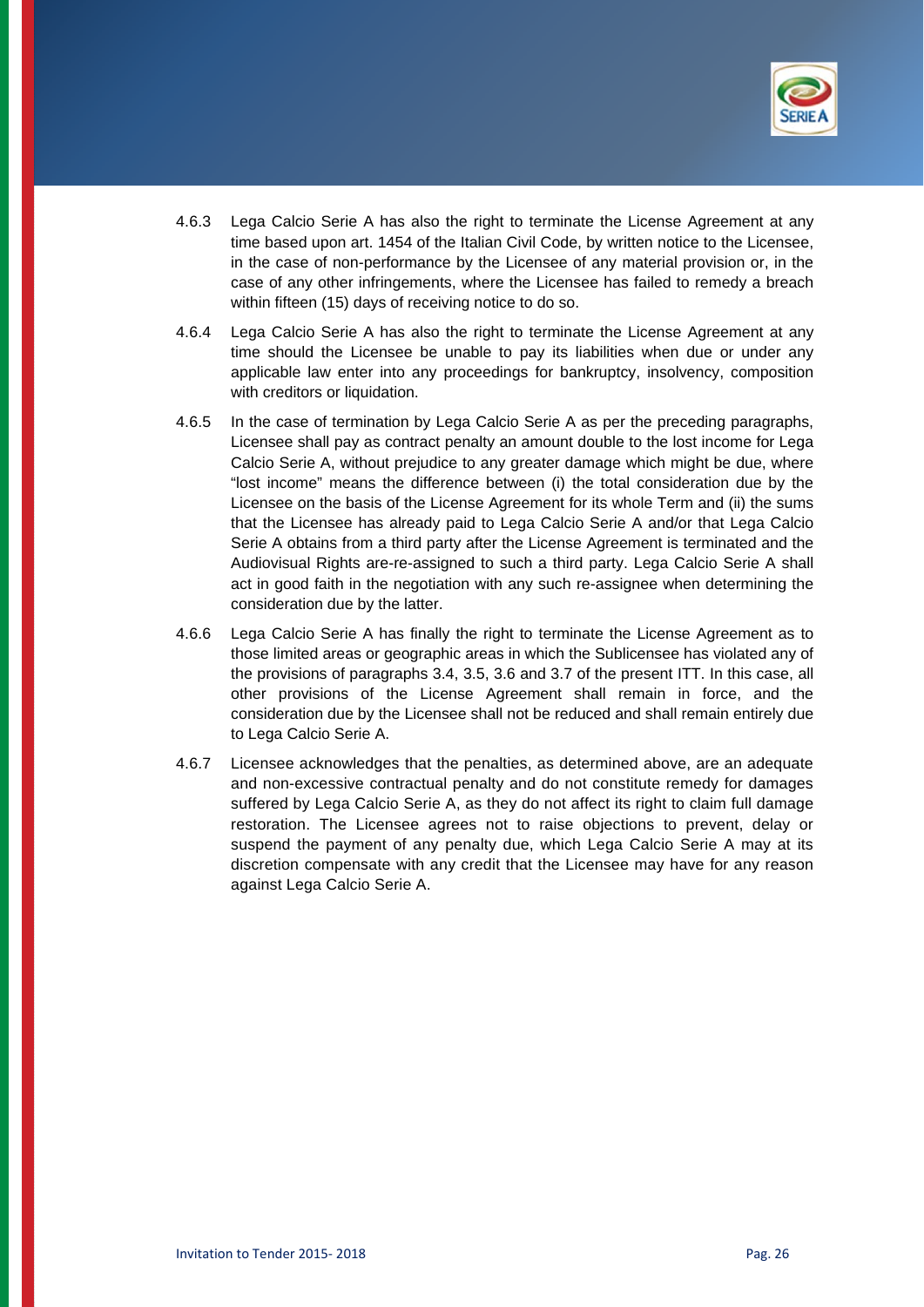4.6.3 Lega Calcio Serie A has also the right to terminate the License Agreement at any time based upon art. 1454 of the Italian Civil Code, by written notice to the Licensee, in the case of non-performance by the Licensee of any material provision or, in the case of any other infringements, where the Licensee has failed to remedy a breach within fifteen (15) days of receiving notice to do so.

4.6.4 Lega Calcio Serie A has also the right to terminate the License Agreement at any time should the Licensee be unable to pay its liabilities when due or under any applicable law enter into any proceedings for bankruptcy, insolvency, composition with creditors or liquidation.

4.6.5 In the case of termination by Lega Calcio Serie A as per the preceding paragraphs, Licensee shall pay as contract penalty an amount double to the lost income for Lega Calcio Serie A, without prejudice to any greater damage which might be due, where "lost income" means the difference between (i) the total consideration due by the Licensee on the basis of the License Agreement for its whole Term and (ii) the sums that the Licensee has already paid to Lega Calcio Serie A and/or that Lega Calcio Serie A obtains from a third party after the License Agreement is terminated and the Audiovisual Rights are-re-assigned to such a third party. Lega Calcio Serie A shall act in good faith in the negotiation with any such re-assignee when determining the consideration due by the latter.

4.6.6 Lega Calcio Serie A has finally the right to terminate the License Agreement as to those limited areas or geographic areas in which the Sublicensee has violated any of the provisions of paragraphs 3.4, 3.5, 3.6 and 3.7 of the present ITT. In this case, all other provisions of the License Agreement shall remain in force, and the consideration due by the Licensee shall not be reduced and shall remain entirely due to Lega Calcio Serie A.

4.6.7 Licensee acknowledges that the penalties, as determined above, are an adequate and non-excessive contractual penalty and do not constitute remedy for damages suffered by Lega Calcio Serie A, as they do not affect its right to claim full damage restoration. The Licensee agrees not to raise objections to prevent, delay or suspend the payment of any penalty due, which Lega Calcio Serie A may at its discretion compensate with any credit that the Licensee may have for any reason against Lega Calcio Serie A.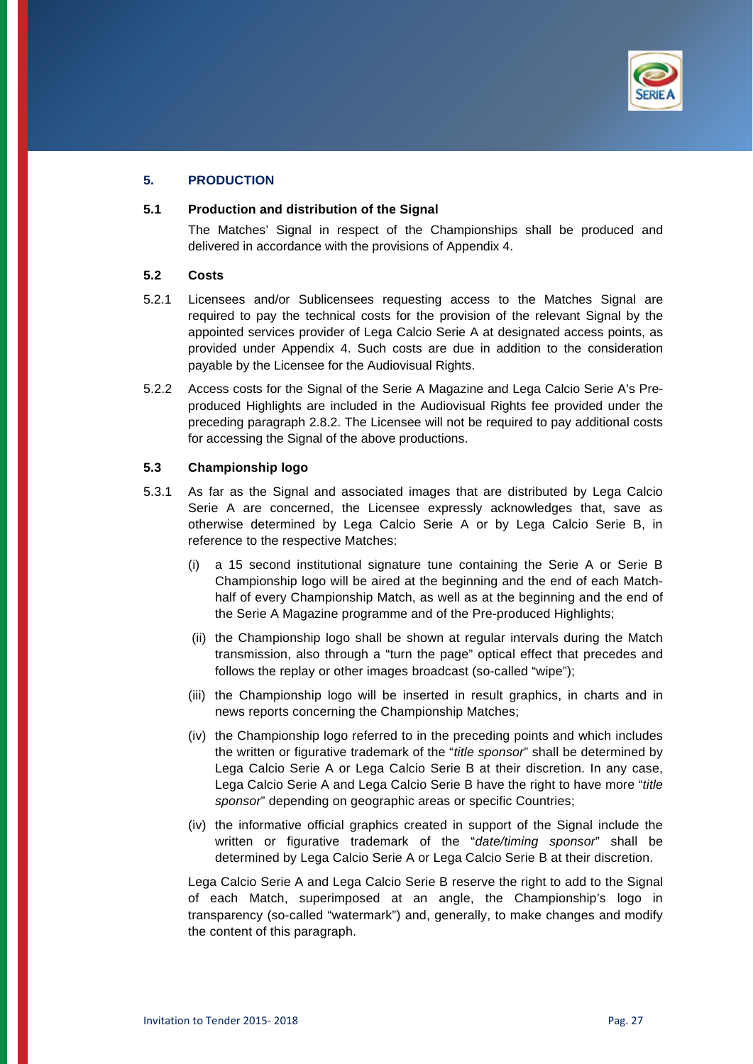## 5. PRODUCTION

### 5.1 Production and distribution of the Signal

The Matches' Signal in respect of the Championships shall be produced and delivered in accordance with the provisions of Appendix 4.

### 5.2 Costs

5.2.1 Licensees and/or Sublicensees requesting access to the Matches Signal are required to pay the technical costs for the provision of the relevant Signal by the appointed services provider of Lega Calcio Serie A at designated access points, as provided under Appendix 4. Such costs are due in addition to the consideration payable by the Licensee for the Audiovisual Rights.

5.2.2 Access costs for the Signal of the Serie A Magazine and Lega Calcio Serie A's Pre-produced Highlights are included in the Audiovisual Rights fee provided under the preceding paragraph 2.8.2. The Licensee will not be required to pay additional costs for accessing the Signal of the above productions.

### 5.3 Championship logo

5.3.1 As far as the Signal and associated images that are distributed by Lega Calcio Serie A are concerned, the Licensee expressly acknowledges that, save as otherwise determined by Lega Calcio Serie A or by Lega Calcio Serie B, in reference to the respective Matches:

(i) a 15 second institutional signature tune containing the Serie A or Serie B Championship logo will be aired at the beginning and the end of each Match-half of every Championship Match, as well as at the beginning and the end of the Serie A Magazine programme and of the Pre-produced Highlights;

(ii) the Championship logo shall be shown at regular intervals during the Match transmission, also through a "turn the page" optical effect that precedes and follows the replay or other images broadcast (so-called "wipe");

(iii) the Championship logo will be inserted in result graphics, in charts and in news reports concerning the Championship Matches;

(iv) the Championship logo referred to in the preceding points and which includes the written or figurative trademark of the "*title sponsor*" shall be determined by Lega Calcio Serie A or Lega Calcio Serie B at their discretion. In any case, Lega Calcio Serie A and Lega Calcio Serie B have the right to have more "*title sponsor*" depending on geographic areas or specific Countries;

(iv) the informative official graphics created in support of the Signal include the written or figurative trademark of the "*date/timing sponsor*" shall be determined by Lega Calcio Serie A or Lega Calcio Serie B at their discretion.

Lega Calcio Serie A and Lega Calcio Serie B reserve the right to add to the Signal of each Match, superimposed at an angle, the Championship's logo in transparency (so-called "watermark") and, generally, to make changes and modify the content of this paragraph.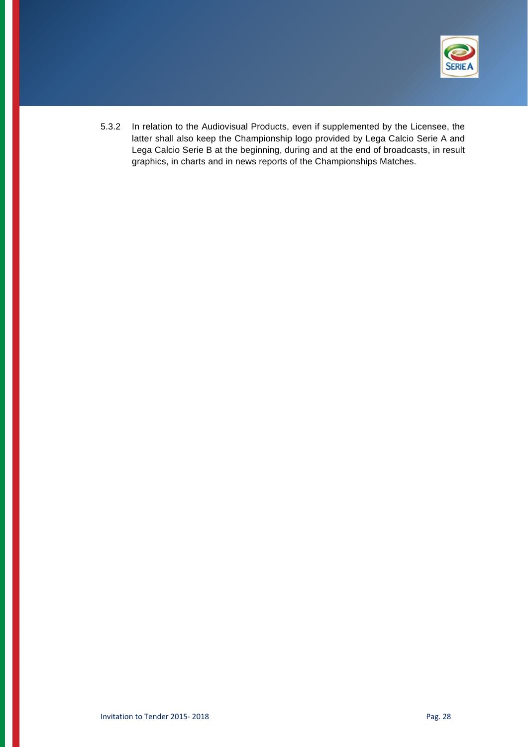5.3.2 In relation to the Audiovisual Products, even if supplemented by the Licensee, the latter shall also keep the Championship logo provided by Lega Calcio Serie A and Lega Calcio Serie B at the beginning, during and at the end of broadcasts, in result graphics, in charts and in news reports of the Championships Matches.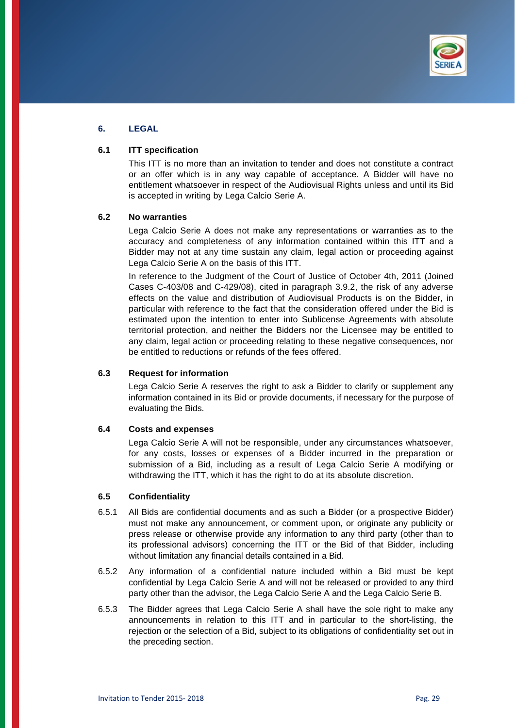## 6. LEGAL

### 6.1 ITT specification

This ITT is no more than an invitation to tender and does not constitute a contract or an offer which is in any way capable of acceptance. A Bidder will have no entitlement whatsoever in respect of the Audiovisual Rights unless and until its Bid is accepted in writing by Lega Calcio Serie A.

### 6.2 No warranties

Lega Calcio Serie A does not make any representations or warranties as to the accuracy and completeness of any information contained within this ITT and a Bidder may not at any time sustain any claim, legal action or proceeding against Lega Calcio Serie A on the basis of this ITT.

In reference to the Judgment of the Court of Justice of October 4th, 2011 (Joined Cases C-403/08 and C-429/08), cited in paragraph 3.9.2, the risk of any adverse effects on the value and distribution of Audiovisual Products is on the Bidder, in particular with reference to the fact that the consideration offered under the Bid is estimated upon the intention to enter into Sublicense Agreements with absolute territorial protection, and neither the Bidders nor the Licensee may be entitled to any claim, legal action or proceeding relating to these negative consequences, nor be entitled to reductions or refunds of the fees offered.

### 6.3 Request for information

Lega Calcio Serie A reserves the right to ask a Bidder to clarify or supplement any information contained in its Bid or provide documents, if necessary for the purpose of evaluating the Bids.

### 6.4 Costs and expenses

Lega Calcio Serie A will not be responsible, under any circumstances whatsoever, for any costs, losses or expenses of a Bidder incurred in the preparation or submission of a Bid, including as a result of Lega Calcio Serie A modifying or withdrawing the ITT, which it has the right to do at its absolute discretion.

### 6.5 Confidentiality

6.5.1 All Bids are confidential documents and as such a Bidder (or a prospective Bidder) must not make any announcement, or comment upon, or originate any publicity or press release or otherwise provide any information to any third party (other than to its professional advisors) concerning the ITT or the Bid of that Bidder, including without limitation any financial details contained in a Bid.

6.5.2 Any information of a confidential nature included within a Bid must be kept confidential by Lega Calcio Serie A and will not be released or provided to any third party other than the advisor, the Lega Calcio Serie A and the Lega Calcio Serie B.

6.5.3 The Bidder agrees that Lega Calcio Serie A shall have the sole right to make any announcements in relation to this ITT and in particular to the short-listing, the rejection or the selection of a Bid, subject to its obligations of confidentiality set out in the preceding section.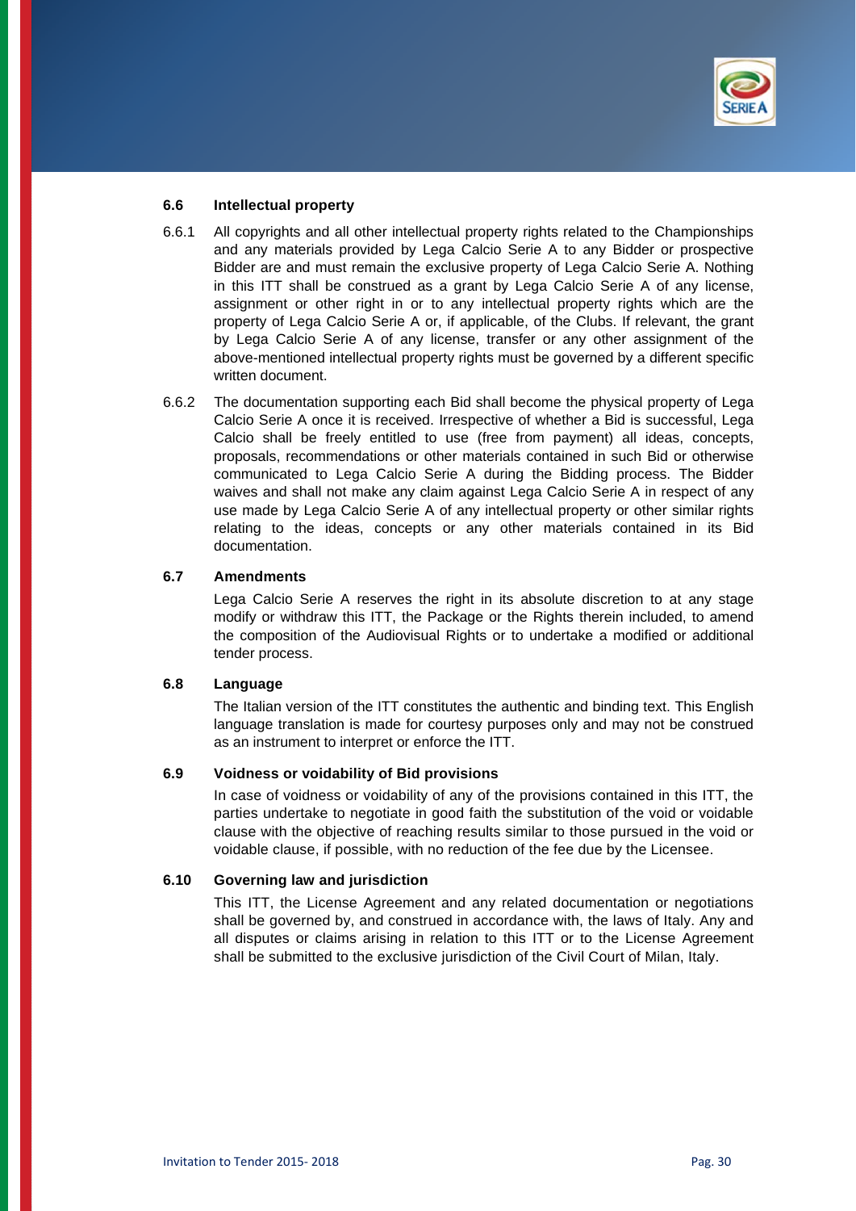### 6.6 Intellectual property

6.6.1 All copyrights and all other intellectual property rights related to the Championships and any materials provided by Lega Calcio Serie A to any Bidder or prospective Bidder are and must remain the exclusive property of Lega Calcio Serie A. Nothing in this ITT shall be construed as a grant by Lega Calcio Serie A of any license, assignment or other right in or to any intellectual property rights which are the property of Lega Calcio Serie A or, if applicable, of the Clubs. If relevant, the grant by Lega Calcio Serie A of any license, transfer or any other assignment of the above-mentioned intellectual property rights must be governed by a different specific written document.

6.6.2 The documentation supporting each Bid shall become the physical property of Lega Calcio Serie A once it is received. Irrespective of whether a Bid is successful, Lega Calcio shall be freely entitled to use (free from payment) all ideas, concepts, proposals, recommendations or other materials contained in such Bid or otherwise communicated to Lega Calcio Serie A during the Bidding process. The Bidder waives and shall not make any claim against Lega Calcio Serie A in respect of any use made by Lega Calcio Serie A of any intellectual property or other similar rights relating to the ideas, concepts or any other materials contained in its Bid documentation.

### 6.7 Amendments

Lega Calcio Serie A reserves the right in its absolute discretion to at any stage modify or withdraw this ITT, the Package or the Rights therein included, to amend the composition of the Audiovisual Rights or to undertake a modified or additional tender process.

### 6.8 Language

The Italian version of the ITT constitutes the authentic and binding text. This English language translation is made for courtesy purposes only and may not be construed as an instrument to interpret or enforce the ITT.

### 6.9 Voidness or voidability of Bid provisions

In case of voidness or voidability of any of the provisions contained in this ITT, the parties undertake to negotiate in good faith the substitution of the void or voidable clause with the objective of reaching results similar to those pursued in the void or voidable clause, if possible, with no reduction of the fee due by the Licensee.

### 6.10 Governing law and jurisdiction

This ITT, the License Agreement and any related documentation or negotiations shall be governed by, and construed in accordance with, the laws of Italy. Any and all disputes or claims arising in relation to this ITT or to the License Agreement shall be submitted to the exclusive jurisdiction of the Civil Court of Milan, Italy.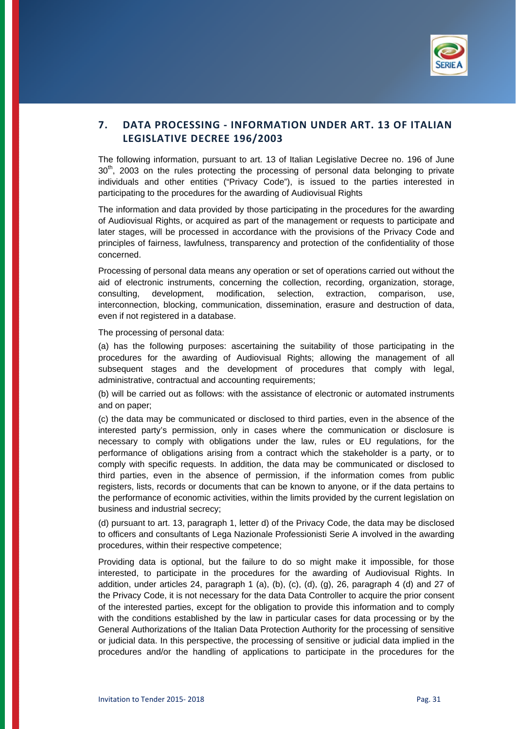## 7. DATA PROCESSING - INFORMATION UNDER ART. 13 OF ITALIAN LEGISLATIVE DECREE 196/2003

The following information, pursuant to art. 13 of Italian Legislative Decree no. 196 of June 30th, 2003 on the rules protecting the processing of personal data belonging to private individuals and other entities ("Privacy Code"), is issued to the parties interested in participating to the procedures for the awarding of Audiovisual Rights

The information and data provided by those participating in the procedures for the awarding of Audiovisual Rights, or acquired as part of the management or requests to participate and later stages, will be processed in accordance with the provisions of the Privacy Code and principles of fairness, lawfulness, transparency and protection of the confidentiality of those concerned.

Processing of personal data means any operation or set of operations carried out without the aid of electronic instruments, concerning the collection, recording, organization, storage, consulting, development, modification, selection, extraction, comparison, use, interconnection, blocking, communication, dissemination, erasure and destruction of data, even if not registered in a database.

The processing of personal data:

(a) has the following purposes: ascertaining the suitability of those participating in the procedures for the awarding of Audiovisual Rights; allowing the management of all subsequent stages and the development of procedures that comply with legal, administrative, contractual and accounting requirements;

(b) will be carried out as follows: with the assistance of electronic or automated instruments and on paper;

(c) the data may be communicated or disclosed to third parties, even in the absence of the interested party's permission, only in cases where the communication or disclosure is necessary to comply with obligations under the law, rules or EU regulations, for the performance of obligations arising from a contract which the stakeholder is a party, or to comply with specific requests. In addition, the data may be communicated or disclosed to third parties, even in the absence of permission, if the information comes from public registers, lists, records or documents that can be known to anyone, or if the data pertains to the performance of economic activities, within the limits provided by the current legislation on business and industrial secrecy;

(d) pursuant to art. 13, paragraph 1, letter d) of the Privacy Code, the data may be disclosed to officers and consultants of Lega Nazionale Professionisti Serie A involved in the awarding procedures, within their respective competence;

Providing data is optional, but the failure to do so might make it impossible, for those interested, to participate in the procedures for the awarding of Audiovisual Rights. In addition, under articles 24, paragraph 1 (a), (b), (c), (d), (g), 26, paragraph 4 (d) and 27 of the Privacy Code, it is not necessary for the data Data Controller to acquire the prior consent of the interested parties, except for the obligation to provide this information and to comply with the conditions established by the law in particular cases for data processing or by the General Authorizations of the Italian Data Protection Authority for the processing of sensitive or judicial data. In this perspective, the processing of sensitive or judicial data implied in the procedures and/or the handling of applications to participate in the procedures for the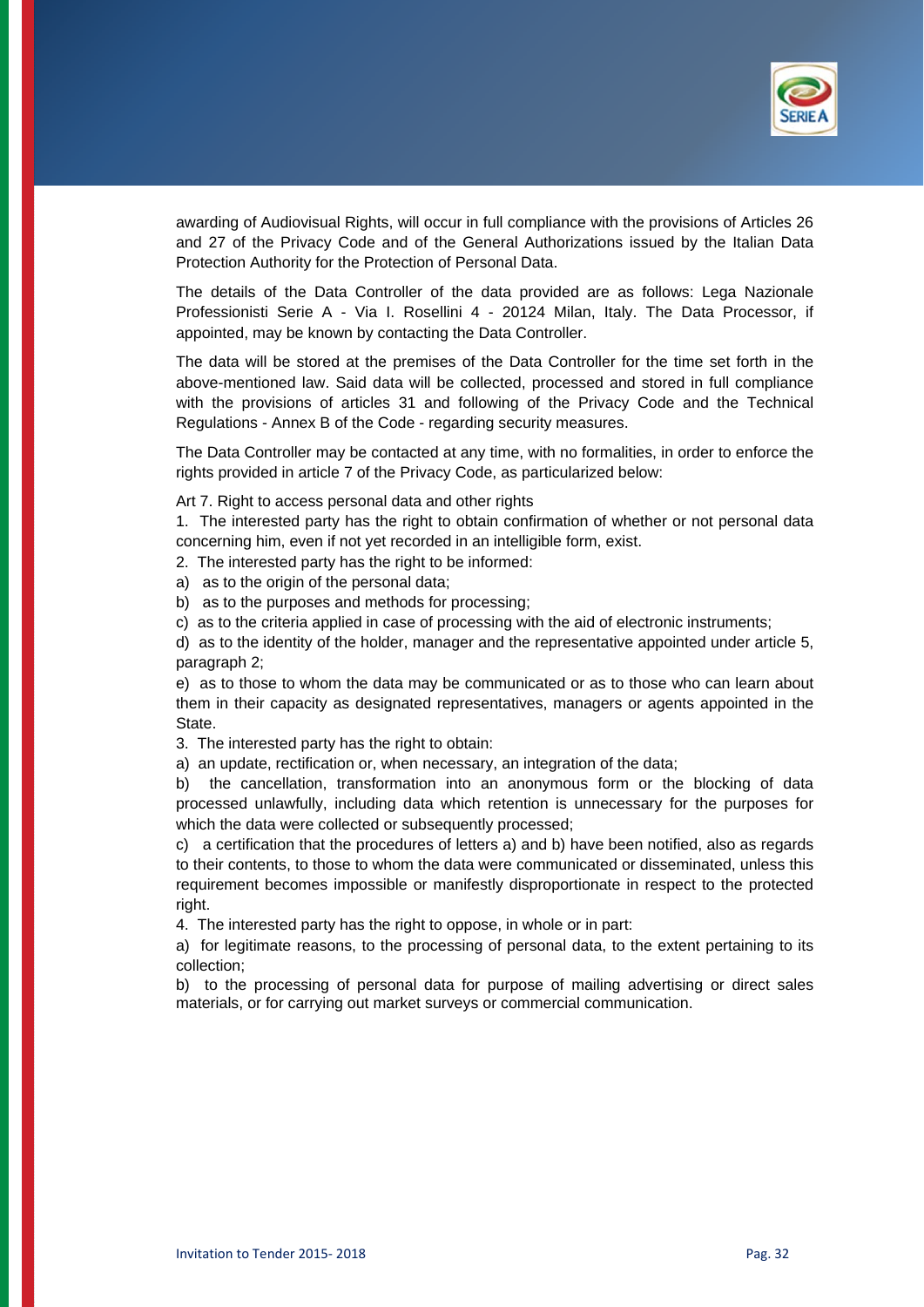awarding of Audiovisual Rights, will occur in full compliance with the provisions of Articles 26 and 27 of the Privacy Code and of the General Authorizations issued by the Italian Data Protection Authority for the Protection of Personal Data.

The details of the Data Controller of the data provided are as follows: Lega Nazionale Professionisti Serie A - Via I. Rosellini 4 - 20124 Milan, Italy. The Data Processor, if appointed, may be known by contacting the Data Controller.

The data will be stored at the premises of the Data Controller for the time set forth in the above-mentioned law. Said data will be collected, processed and stored in full compliance with the provisions of articles 31 and following of the Privacy Code and the Technical Regulations - Annex B of the Code - regarding security measures.

The Data Controller may be contacted at any time, with no formalities, in order to enforce the rights provided in article 7 of the Privacy Code, as particularized below:

Art 7. Right to access personal data and other rights

1. The interested party has the right to obtain confirmation of whether or not personal data concerning him, even if not yet recorded in an intelligible form, exist.
2. The interested party has the right to be informed:
a) as to the origin of the personal data;
b) as to the purposes and methods for processing;
c) as to the criteria applied in case of processing with the aid of electronic instruments;
d) as to the identity of the holder, manager and the representative appointed under article 5, paragraph 2;
e) as to those to whom the data may be communicated or as to those who can learn about them in their capacity as designated representatives, managers or agents appointed in the State.
3. The interested party has the right to obtain:
a) an update, rectification or, when necessary, an integration of the data;
b) the cancellation, transformation into an anonymous form or the blocking of data processed unlawfully, including data which retention is unnecessary for the purposes for which the data were collected or subsequently processed;
c) a certification that the procedures of letters a) and b) have been notified, also as regards to their contents, to those to whom the data were communicated or disseminated, unless this requirement becomes impossible or manifestly disproportionate in respect to the protected right.
4. The interested party has the right to oppose, in whole or in part:
a) for legitimate reasons, to the processing of personal data, to the extent pertaining to its collection;
b) to the processing of personal data for purpose of mailing advertising or direct sales materials, or for carrying out market surveys or commercial communication.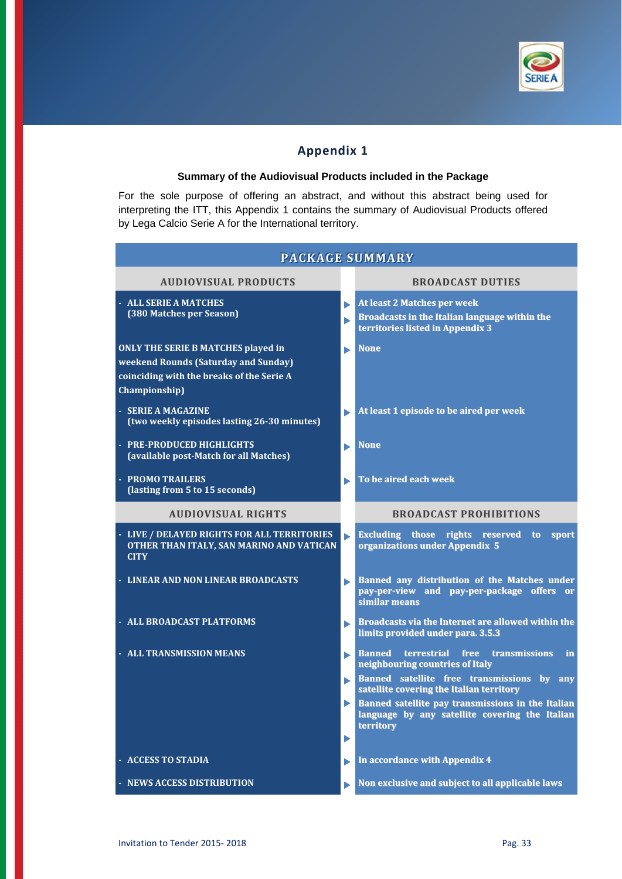## Appendix 1

**Summary of the Audiovisual Products included in the Package**

For the sole purpose of offering an abstract, and without this abstract being used for interpreting the ITT, this Appendix 1 contains the summary of Audiovisual Products offered by Lega Calcio Serie A for the International territory.

| PACKAGE SUMMARY | |
|---|---|
| **AUDIOVISUAL PRODUCTS** | **BROADCAST DUTIES** |
| - ALL SERIE A MATCHES (380 Matches per Season) | At least 2 Matches per week; Broadcasts in the Italian language within the territories listed in Appendix 3 |
| ONLY THE SERIE B MATCHES played in weekend Rounds (Saturday and Sunday) coinciding with the breaks of the Serie A Championship) | None |
| - SERIE A MAGAZINE (two weekly episodes lasting 26-30 minutes) | At least 1 episode to be aired per week |
| - PRE-PRODUCED HIGHLIGHTS (available post-Match for all Matches) | None |
| - PROMO TRAILERS (lasting from 5 to 15 seconds) | To be aired each week |
| **AUDIOVISUAL RIGHTS** | **BROADCAST PROHIBITIONS** |
| - LIVE / DELAYED RIGHTS FOR ALL TERRITORIES OTHER THAN ITALY, SAN MARINO AND VATICAN CITY | Excluding those rights reserved to sport organizations under Appendix 5 |
| - LINEAR AND NON LINEAR BROADCASTS | Banned any distribution of the Matches under pay-per-view and pay-per-package offers or similar means |
| - ALL BROADCAST PLATFORMS | Broadcasts via the Internet are allowed within the limits provided under para. 3.5.3 |
| - ALL TRANSMISSION MEANS | Banned terrestrial free transmissions in neighbouring countries of Italy; Banned satellite free transmissions by any satellite covering the Italian territory; Banned satellite pay transmissions in the Italian language by any satellite covering the Italian territory |
| - ACCESS TO STADIA | In accordance with Appendix 4 |
| - NEWS ACCESS DISTRIBUTION | Non exclusive and subject to all applicable laws |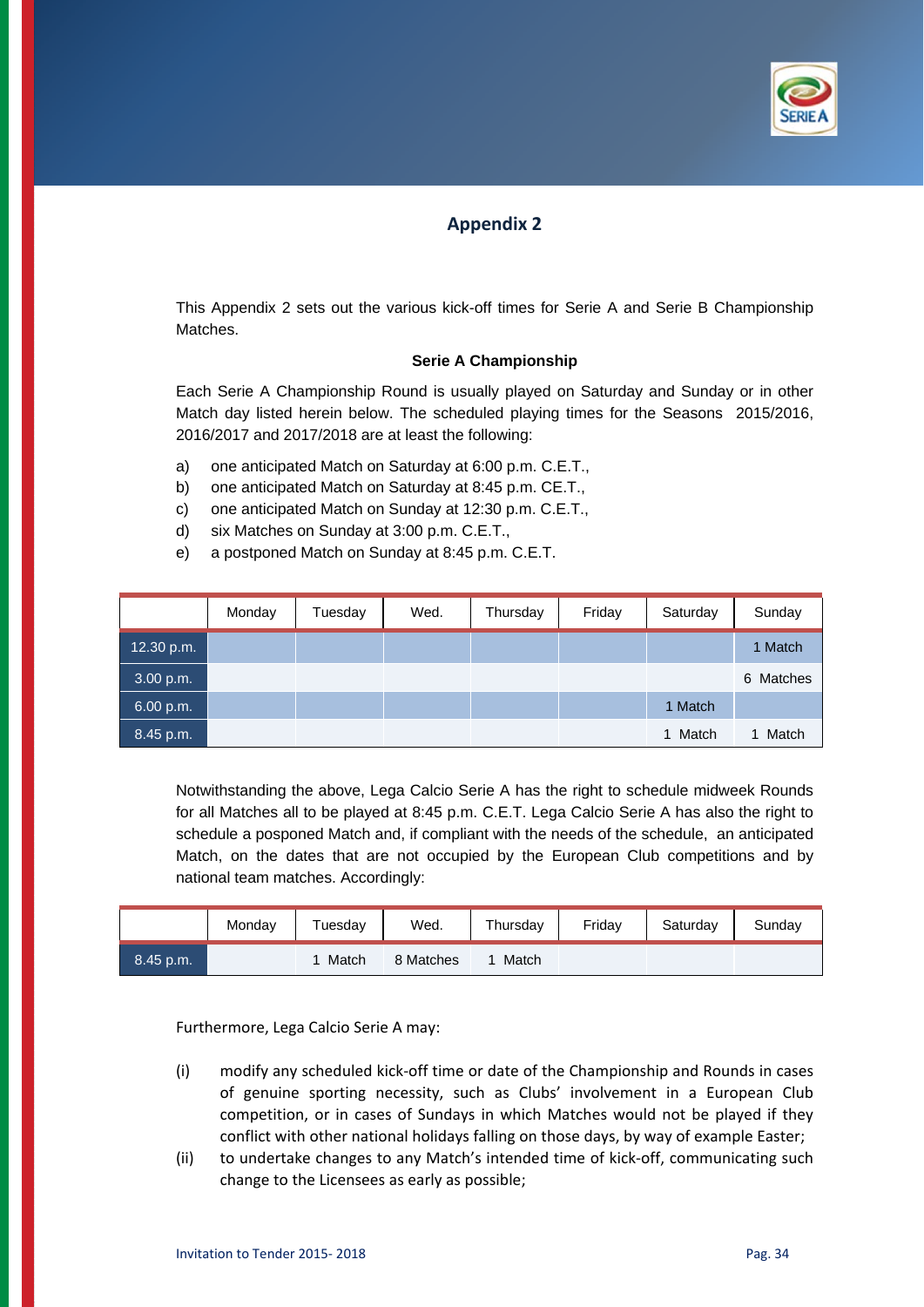## Appendix 2

This Appendix 2 sets out the various kick-off times for Serie A and Serie B Championship Matches.

**Serie A Championship**

Each Serie A Championship Round is usually played on Saturday and Sunday or in other Match day listed herein below. The scheduled playing times for the Seasons 2015/2016, 2016/2017 and 2017/2018 are at least the following:

a) one anticipated Match on Saturday at 6:00 p.m. C.E.T.,
b) one anticipated Match on Saturday at 8:45 p.m. CE.T.,
c) one anticipated Match on Sunday at 12:30 p.m. C.E.T.,
d) six Matches on Sunday at 3:00 p.m. C.E.T.,
e) a postponed Match on Sunday at 8:45 p.m. C.E.T.

| | Monday | Tuesday | Wed. | Thursday | Friday | Saturday | Sunday |
|---|---|---|---|---|---|---|---|
| 12.30 p.m. | | | | | | | 1 Match |
| 3.00 p.m. | | | | | | | 6 Matches |
| 6.00 p.m. | | | | | | 1 Match | |
| 8.45 p.m. | | | | | | 1 Match | 1 Match |

Notwithstanding the above, Lega Calcio Serie A has the right to schedule midweek Rounds for all Matches all to be played at 8:45 p.m. C.E.T. Lega Calcio Serie A has also the right to schedule a posponed Match and, if compliant with the needs of the schedule, an anticipated Match, on the dates that are not occupied by the European Club competitions and by national team matches. Accordingly:

| | Monday | Tuesday | Wed. | Thursday | Friday | Saturday | Sunday |
|---|---|---|---|---|---|---|---|
| 8.45 p.m. | | 1 Match | 8 Matches | 1 Match | | | |

Furthermore, Lega Calcio Serie A may:

(i) modify any scheduled kick-off time or date of the Championship and Rounds in cases of genuine sporting necessity, such as Clubs' involvement in a European Club competition, or in cases of Sundays in which Matches would not be played if they conflict with other national holidays falling on those days, by way of example Easter;

(ii) to undertake changes to any Match's intended time of kick-off, communicating such change to the Licensees as early as possible;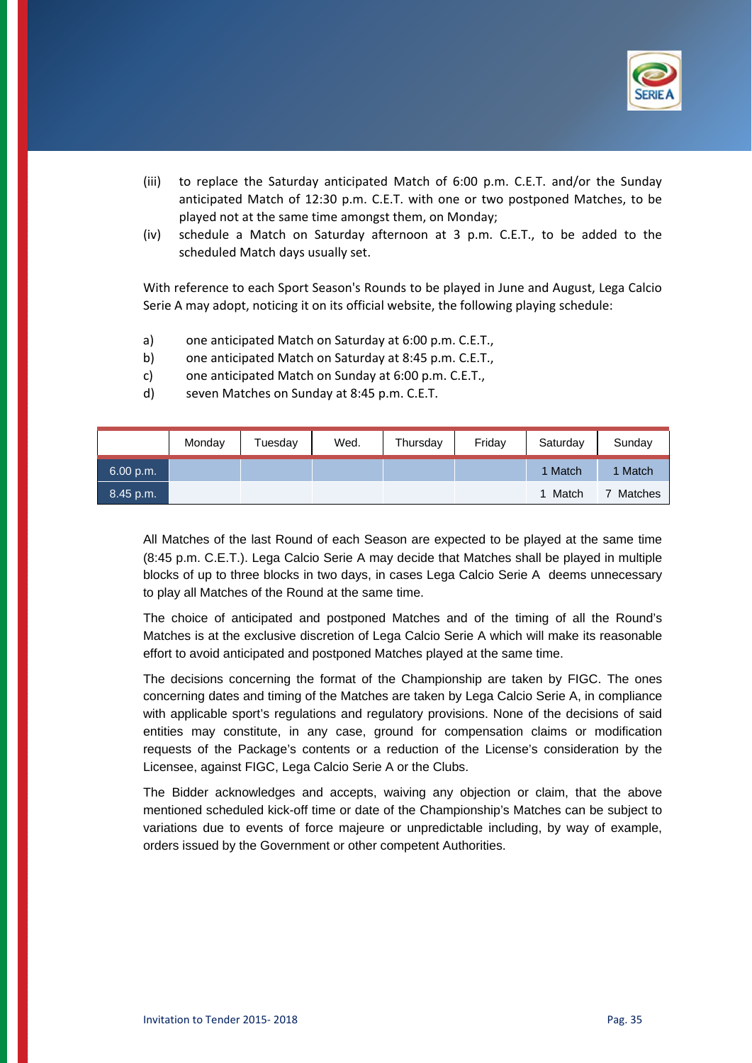(iii) to replace the Saturday anticipated Match of 6:00 p.m. C.E.T. and/or the Sunday anticipated Match of 12:30 p.m. C.E.T. with one or two postponed Matches, to be played not at the same time amongst them, on Monday;

(iv) schedule a Match on Saturday afternoon at 3 p.m. C.E.T., to be added to the scheduled Match days usually set.

With reference to each Sport Season's Rounds to be played in June and August, Lega Calcio Serie A may adopt, noticing it on its official website, the following playing schedule:

a) one anticipated Match on Saturday at 6:00 p.m. C.E.T.,
b) one anticipated Match on Saturday at 8:45 p.m. C.E.T.,
c) one anticipated Match on Sunday at 6:00 p.m. C.E.T.,
d) seven Matches on Sunday at 8:45 p.m. C.E.T.

| | Monday | Tuesday | Wed. | Thursday | Friday | Saturday | Sunday |
|---|---|---|---|---|---|---|---|
| 6.00 p.m. | | | | | | 1 Match | 1 Match |
| 8.45 p.m. | | | | | | 1 Match | 7 Matches |

All Matches of the last Round of each Season are expected to be played at the same time (8:45 p.m. C.E.T.). Lega Calcio Serie A may decide that Matches shall be played in multiple blocks of up to three blocks in two days, in cases Lega Calcio Serie A deems unnecessary to play all Matches of the Round at the same time.

The choice of anticipated and postponed Matches and of the timing of all the Round's Matches is at the exclusive discretion of Lega Calcio Serie A which will make its reasonable effort to avoid anticipated and postponed Matches played at the same time.

The decisions concerning the format of the Championship are taken by FIGC. The ones concerning dates and timing of the Matches are taken by Lega Calcio Serie A, in compliance with applicable sport's regulations and regulatory provisions. None of the decisions of said entities may constitute, in any case, ground for compensation claims or modification requests of the Package's contents or a reduction of the License's consideration by the Licensee, against FIGC, Lega Calcio Serie A or the Clubs.

The Bidder acknowledges and accepts, waiving any objection or claim, that the above mentioned scheduled kick-off time or date of the Championship's Matches can be subject to variations due to events of force majeure or unpredictable including, by way of example, orders issued by the Government or other competent Authorities.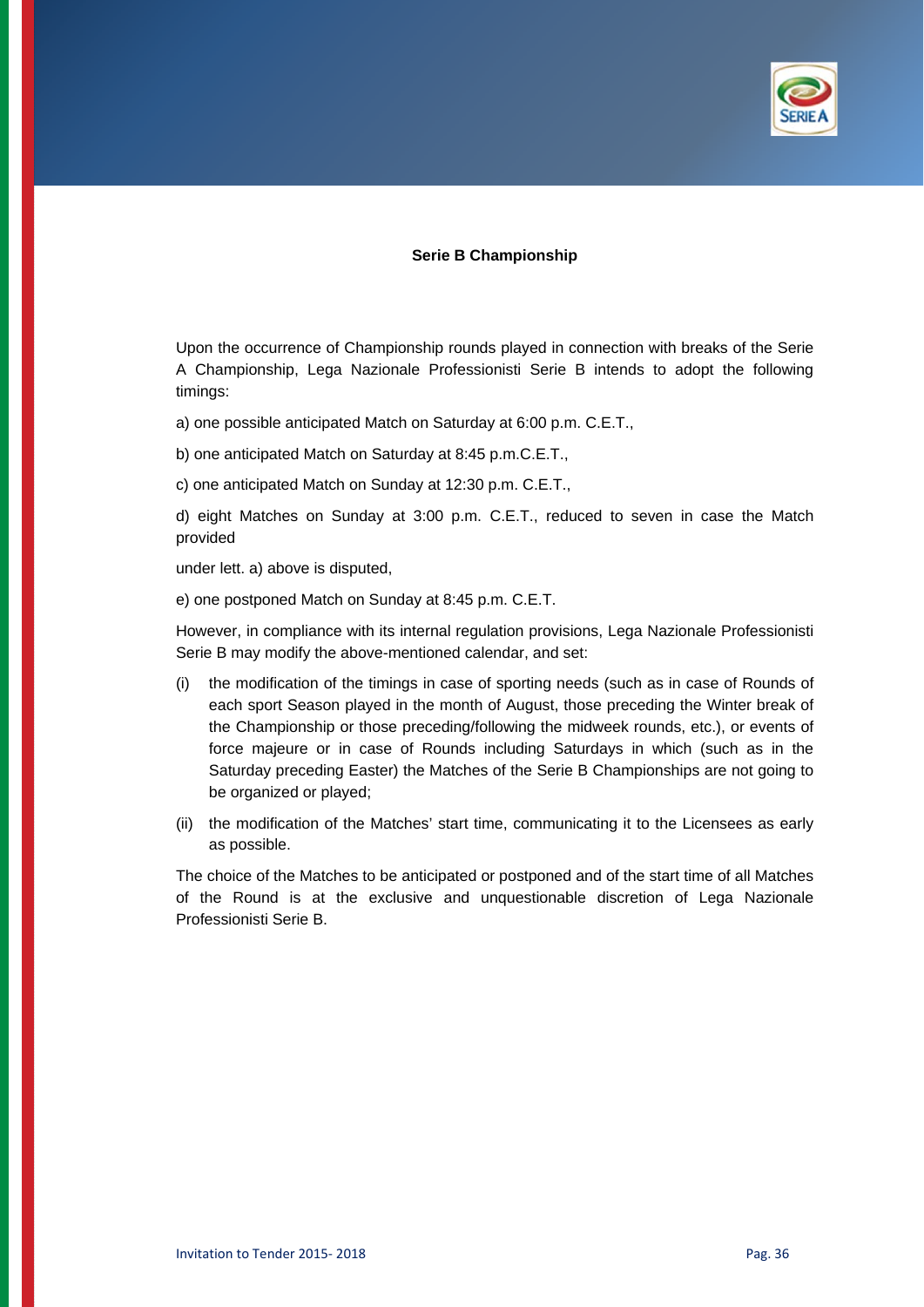**Serie B Championship**

Upon the occurrence of Championship rounds played in connection with breaks of the Serie A Championship, Lega Nazionale Professionisti Serie B intends to adopt the following timings:

a) one possible anticipated Match on Saturday at 6:00 p.m. C.E.T.,

b) one anticipated Match on Saturday at 8:45 p.m.C.E.T.,

c) one anticipated Match on Sunday at 12:30 p.m. C.E.T.,

d) eight Matches on Sunday at 3:00 p.m. C.E.T., reduced to seven in case the Match provided

under lett. a) above is disputed,

e) one postponed Match on Sunday at 8:45 p.m. C.E.T.

However, in compliance with its internal regulation provisions, Lega Nazionale Professionisti Serie B may modify the above-mentioned calendar, and set:

(i) the modification of the timings in case of sporting needs (such as in case of Rounds of each sport Season played in the month of August, those preceding the Winter break of the Championship or those preceding/following the midweek rounds, etc.), or events of force majeure or in case of Rounds including Saturdays in which (such as in the Saturday preceding Easter) the Matches of the Serie B Championships are not going to be organized or played;

(ii) the modification of the Matches' start time, communicating it to the Licensees as early as possible.

The choice of the Matches to be anticipated or postponed and of the start time of all Matches of the Round is at the exclusive and unquestionable discretion of Lega Nazionale Professionisti Serie B.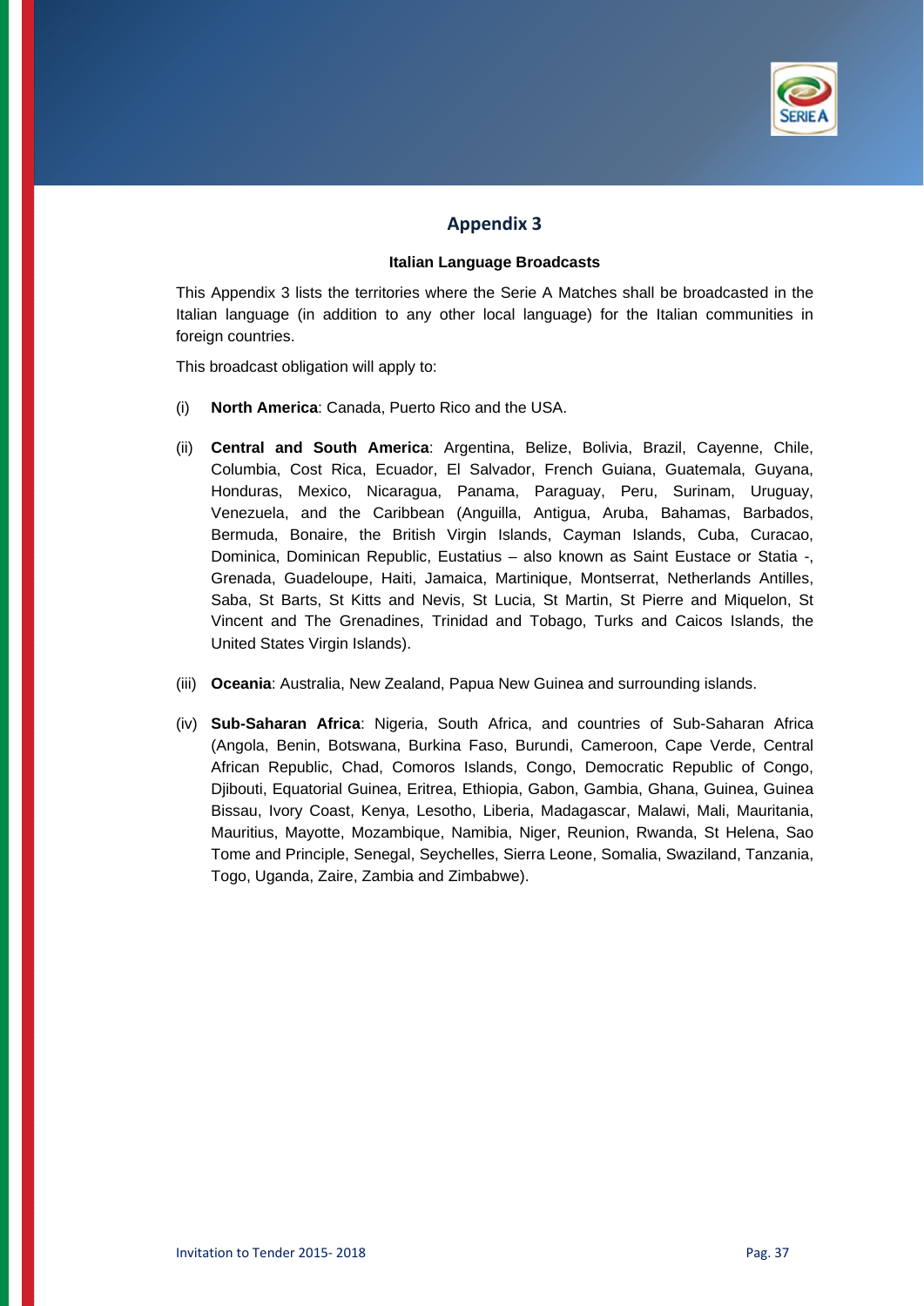## Appendix 3

**Italian Language Broadcasts**

This Appendix 3 lists the territories where the Serie A Matches shall be broadcasted in the Italian language (in addition to any other local language) for the Italian communities in foreign countries.

This broadcast obligation will apply to:

(i) **North America**: Canada, Puerto Rico and the USA.

(ii) **Central and South America**: Argentina, Belize, Bolivia, Brazil, Cayenne, Chile, Columbia, Cost Rica, Ecuador, El Salvador, French Guiana, Guatemala, Guyana, Honduras, Mexico, Nicaragua, Panama, Paraguay, Peru, Surinam, Uruguay, Venezuela, and the Caribbean (Anguilla, Antigua, Aruba, Bahamas, Barbados, Bermuda, Bonaire, the British Virgin Islands, Cayman Islands, Cuba, Curacao, Dominica, Dominican Republic, Eustatius – also known as Saint Eustace or Statia -, Grenada, Guadeloupe, Haiti, Jamaica, Martinique, Montserrat, Netherlands Antilles, Saba, St Barts, St Kitts and Nevis, St Lucia, St Martin, St Pierre and Miquelon, St Vincent and The Grenadines, Trinidad and Tobago, Turks and Caicos Islands, the United States Virgin Islands).

(iii) **Oceania**: Australia, New Zealand, Papua New Guinea and surrounding islands.

(iv) **Sub-Saharan Africa**: Nigeria, South Africa, and countries of Sub-Saharan Africa (Angola, Benin, Botswana, Burkina Faso, Burundi, Cameroon, Cape Verde, Central African Republic, Chad, Comoros Islands, Congo, Democratic Republic of Congo, Djibouti, Equatorial Guinea, Eritrea, Ethiopia, Gabon, Gambia, Ghana, Guinea, Guinea Bissau, Ivory Coast, Kenya, Lesotho, Liberia, Madagascar, Malawi, Mali, Mauritania, Mauritius, Mayotte, Mozambique, Namibia, Niger, Reunion, Rwanda, St Helena, Sao Tome and Principle, Senegal, Seychelles, Sierra Leone, Somalia, Swaziland, Tanzania, Togo, Uganda, Zaire, Zambia and Zimbabwe).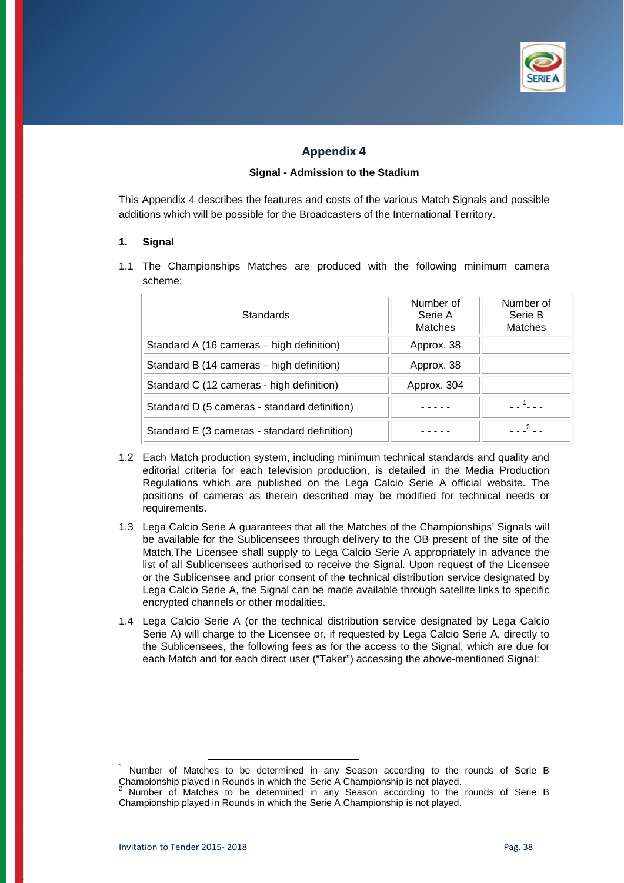## Appendix 4

**Signal - Admission to the Stadium**

This Appendix 4 describes the features and costs of the various Match Signals and possible additions which will be possible for the Broadcasters of the International Territory.

**1. Signal**

1.1 The Championships Matches are produced with the following minimum camera scheme:

| Standards | Number of Serie A Matches | Number of Serie B Matches |
|---|---|---|
| Standard A (16 cameras – high definition) | Approx. 38 | |
| Standard B (14 cameras – high definition) | Approx. 38 | |
| Standard C (12 cameras - high definition) | Approx. 304 | |
| Standard D (5 cameras - standard definition) | - - - - - | - - [1] - - - |
| Standard E (3 cameras - standard definition) | - - - - - | - - - [2] - - |

1.2 Each Match production system, including minimum technical standards and quality and editorial criteria for each television production, is detailed in the Media Production Regulations which are published on the Lega Calcio Serie A official website. The positions of cameras as therein described may be modified for technical needs or requirements.

1.3 Lega Calcio Serie A guarantees that all the Matches of the Championships' Signals will be available for the Sublicensees through delivery to the OB present of the site of the Match.The Licensee shall supply to Lega Calcio Serie A appropriately in advance the list of all Sublicensees authorised to receive the Signal. Upon request of the Licensee or the Sublicensee and prior consent of the technical distribution service designated by Lega Calcio Serie A, the Signal can be made available through satellite links to specific encrypted channels or other modalities.

1.4 Lega Calcio Serie A (or the technical distribution service designated by Lega Calcio Serie A) will charge to the Licensee or, if requested by Lega Calcio Serie A, directly to the Sublicensees, the following fees as for the access to the Signal, which are due for each Match and for each direct user ("Taker") accessing the above-mentioned Signal:

---

[1] Number of Matches to be determined in any Season according to the rounds of Serie B Championship played in Rounds in which the Serie A Championship is not played.

[2] Number of Matches to be determined in any Season according to the rounds of Serie B Championship played in Rounds in which the Serie A Championship is not played.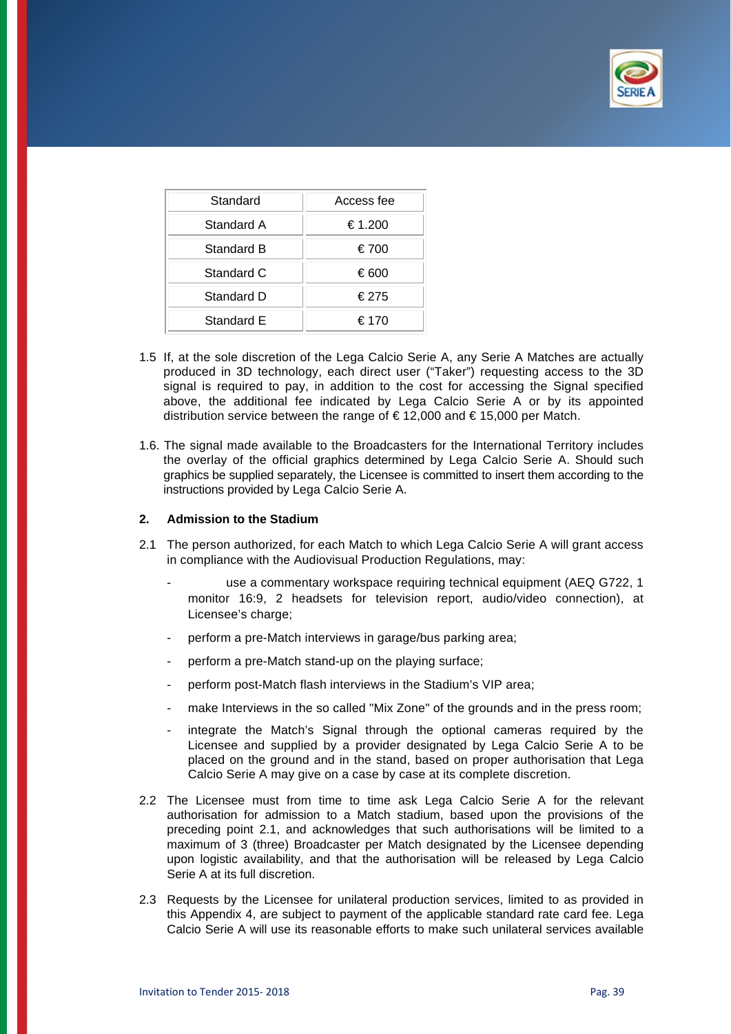| Standard | Access fee |
|---|---|
| Standard A | € 1.200 |
| Standard B | € 700 |
| Standard C | € 600 |
| Standard D | € 275 |
| Standard E | € 170 |

1.5 If, at the sole discretion of the Lega Calcio Serie A, any Serie A Matches are actually produced in 3D technology, each direct user ("Taker") requesting access to the 3D signal is required to pay, in addition to the cost for accessing the Signal specified above, the additional fee indicated by Lega Calcio Serie A or by its appointed distribution service between the range of € 12,000 and € 15,000 per Match.

1.6. The signal made available to the Broadcasters for the International Territory includes the overlay of the official graphics determined by Lega Calcio Serie A. Should such graphics be supplied separately, the Licensee is committed to insert them according to the instructions provided by Lega Calcio Serie A.

**2. Admission to the Stadium**

2.1 The person authorized, for each Match to which Lega Calcio Serie A will grant access in compliance with the Audiovisual Production Regulations, may:

- use a commentary workspace requiring technical equipment (AEQ G722, 1 monitor 16:9, 2 headsets for television report, audio/video connection), at Licensee's charge;
- perform a pre-Match interviews in garage/bus parking area;
- perform a pre-Match stand-up on the playing surface;
- perform post-Match flash interviews in the Stadium's VIP area;
- make Interviews in the so called "Mix Zone" of the grounds and in the press room;
- integrate the Match's Signal through the optional cameras required by the Licensee and supplied by a provider designated by Lega Calcio Serie A to be placed on the ground and in the stand, based on proper authorisation that Lega Calcio Serie A may give on a case by case at its complete discretion.

2.2 The Licensee must from time to time ask Lega Calcio Serie A for the relevant authorisation for admission to a Match stadium, based upon the provisions of the preceding point 2.1, and acknowledges that such authorisations will be limited to a maximum of 3 (three) Broadcaster per Match designated by the Licensee depending upon logistic availability, and that the authorisation will be released by Lega Calcio Serie A at its full discretion.

2.3 Requests by the Licensee for unilateral production services, limited to as provided in this Appendix 4, are subject to payment of the applicable standard rate card fee. Lega Calcio Serie A will use its reasonable efforts to make such unilateral services available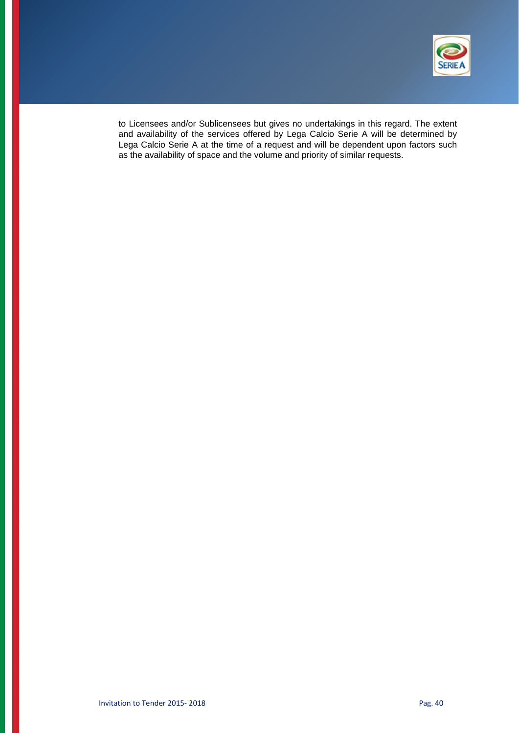to Licensees and/or Sublicensees but gives no undertakings in this regard. The extent and availability of the services offered by Lega Calcio Serie A will be determined by Lega Calcio Serie A at the time of a request and will be dependent upon factors such as the availability of space and the volume and priority of similar requests.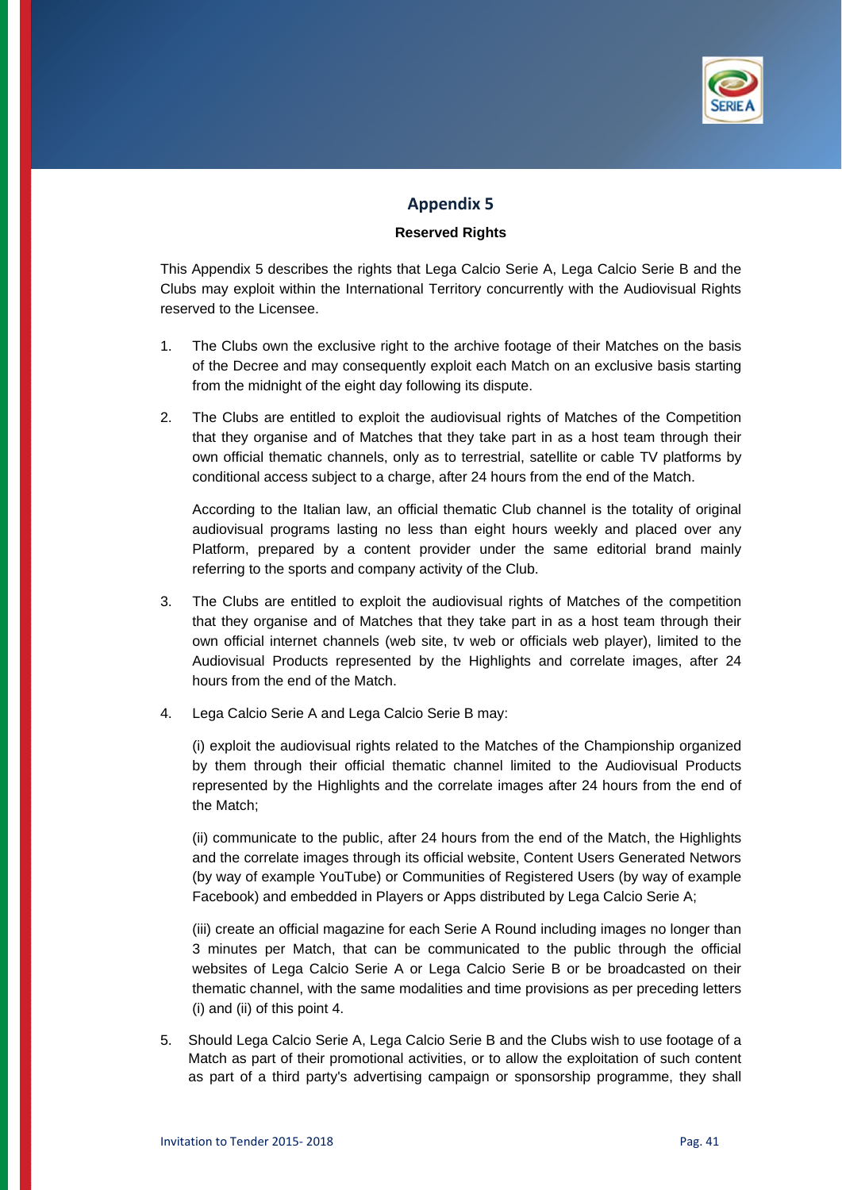# Appendix 5

**Reserved Rights**

This Appendix 5 describes the rights that Lega Calcio Serie A, Lega Calcio Serie B and the Clubs may exploit within the International Territory concurrently with the Audiovisual Rights reserved to the Licensee.

1. The Clubs own the exclusive right to the archive footage of their Matches on the basis of the Decree and may consequently exploit each Match on an exclusive basis starting from the midnight of the eight day following its dispute.

2. The Clubs are entitled to exploit the audiovisual rights of Matches of the Competition that they organise and of Matches that they take part in as a host team through their own official thematic channels, only as to terrestrial, satellite or cable TV platforms by conditional access subject to a charge, after 24 hours from the end of the Match.

   According to the Italian law, an official thematic Club channel is the totality of original audiovisual programs lasting no less than eight hours weekly and placed over any Platform, prepared by a content provider under the same editorial brand mainly referring to the sports and company activity of the Club.

3. The Clubs are entitled to exploit the audiovisual rights of Matches of the competition that they organise and of Matches that they take part in as a host team through their own official internet channels (web site, tv web or officials web player), limited to the Audiovisual Products represented by the Highlights and correlate images, after 24 hours from the end of the Match.

4. Lega Calcio Serie A and Lega Calcio Serie B may:

   (i) exploit the audiovisual rights related to the Matches of the Championship organized by them through their official thematic channel limited to the Audiovisual Products represented by the Highlights and the correlate images after 24 hours from the end of the Match;

   (ii) communicate to the public, after 24 hours from the end of the Match, the Highlights and the correlate images through its official website, Content Users Generated Networs (by way of example YouTube) or Communities of Registered Users (by way of example Facebook) and embedded in Players or Apps distributed by Lega Calcio Serie A;

   (iii) create an official magazine for each Serie A Round including images no longer than 3 minutes per Match, that can be communicated to the public through the official websites of Lega Calcio Serie A or Lega Calcio Serie B or be broadcasted on their thematic channel, with the same modalities and time provisions as per preceding letters (i) and (ii) of this point 4.

5. Should Lega Calcio Serie A, Lega Calcio Serie B and the Clubs wish to use footage of a Match as part of their promotional activities, or to allow the exploitation of such content as part of a third party's advertising campaign or sponsorship programme, they shall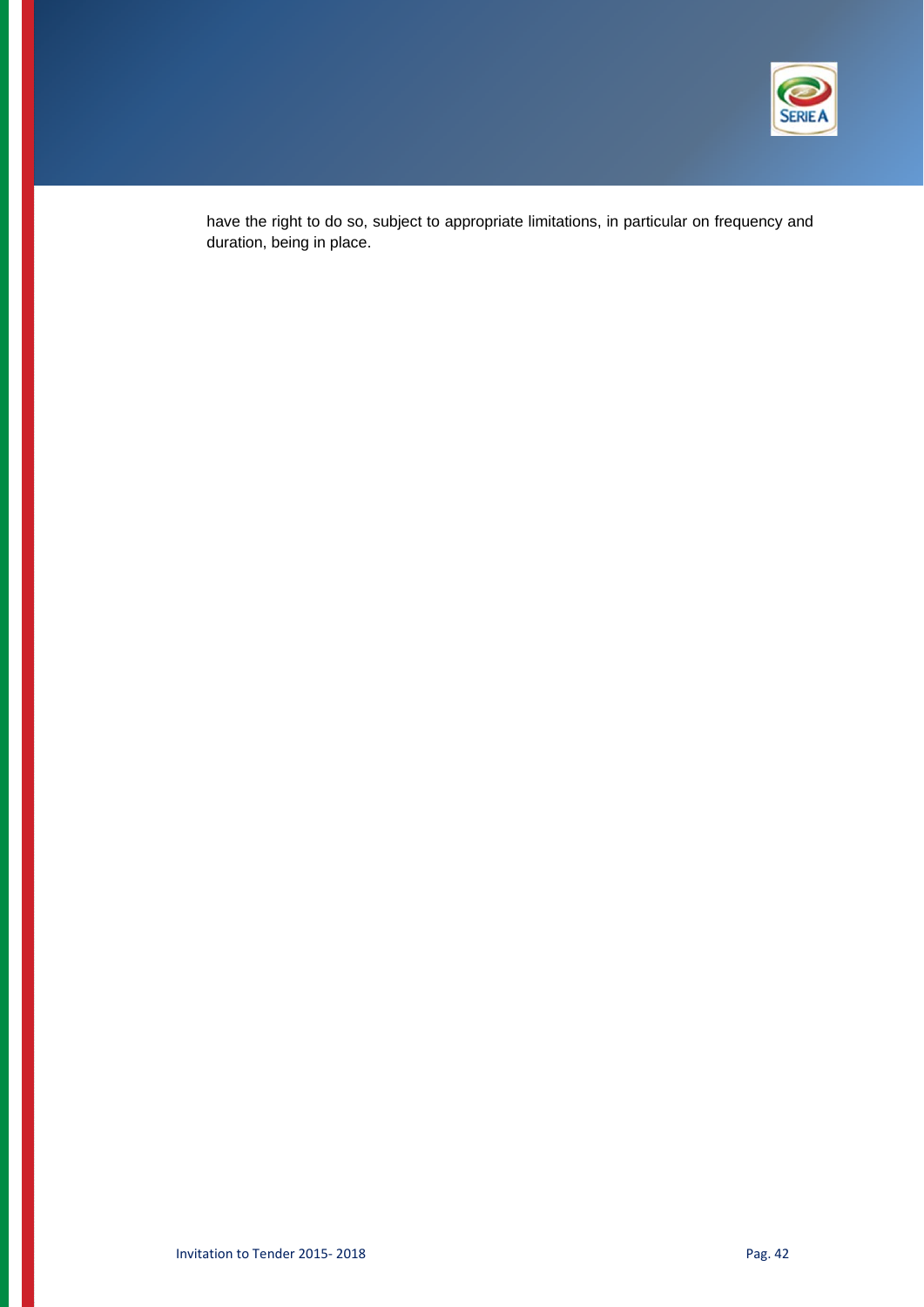have the right to do so, subject to appropriate limitations, in particular on frequency and duration, being in place.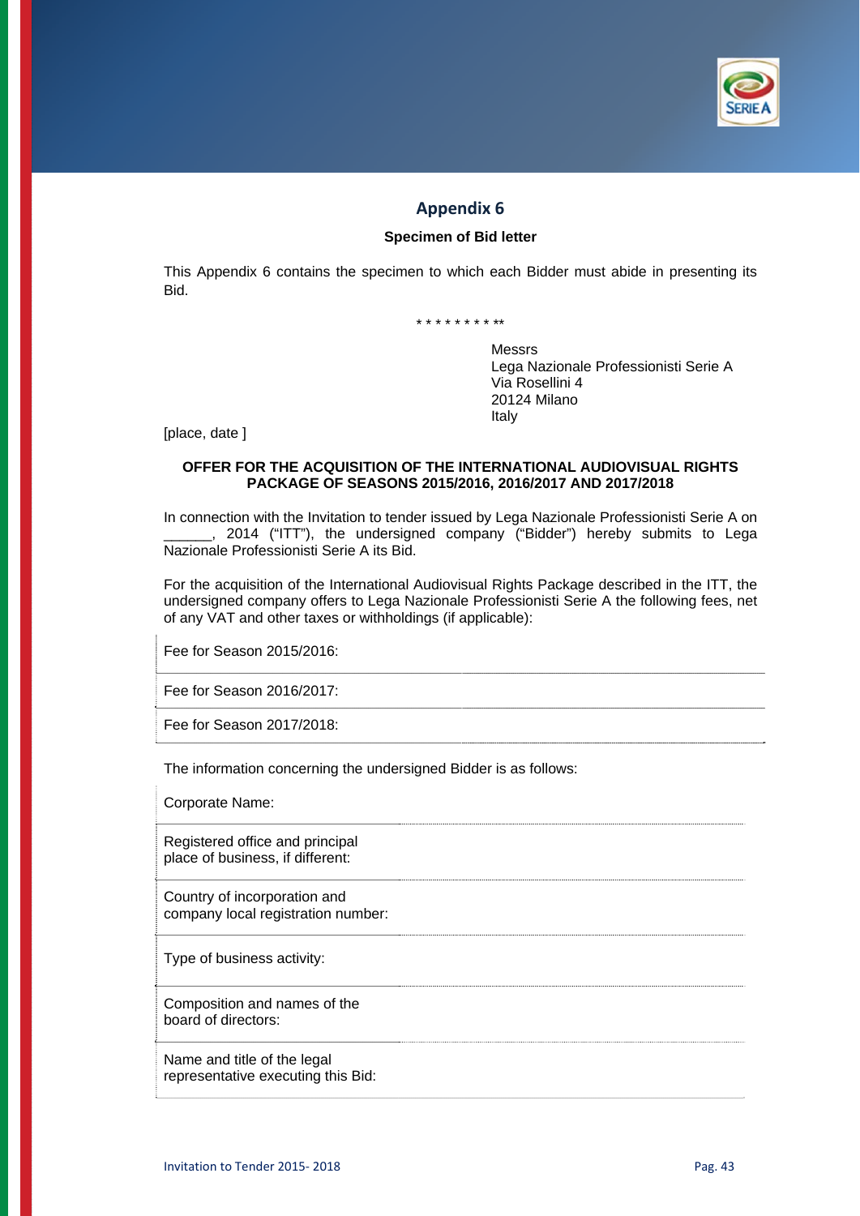# Appendix 6

**Specimen of Bid letter**

This Appendix 6 contains the specimen to which each Bidder must abide in presenting its Bid.

* * * * * * * * **

Messrs
Lega Nazionale Professionisti Serie A
Via Rosellini 4
20124 Milano
Italy

[place, date ]

**OFFER FOR THE ACQUISITION OF THE INTERNATIONAL AUDIOVISUAL RIGHTS PACKAGE OF SEASONS 2015/2016, 2016/2017 AND 2017/2018**

In connection with the Invitation to tender issued by Lega Nazionale Professionisti Serie A on ______, 2014 ("ITT"), the undersigned company ("Bidder") hereby submits to Lega Nazionale Professionisti Serie A its Bid.

For the acquisition of the International Audiovisual Rights Package described in the ITT, the undersigned company offers to Lega Nazionale Professionisti Serie A the following fees, net of any VAT and other taxes or withholdings (if applicable):

| | |
|---|---|
| Fee for Season 2015/2016: | |
| Fee for Season 2016/2017: | |
| Fee for Season 2017/2018: | |

The information concerning the undersigned Bidder is as follows:

| | |
|---|---|
| Corporate Name: | |
| Registered office and principal place of business, if different: | |
| Country of incorporation and company local registration number: | |
| Type of business activity: | |
| Composition and names of the board of directors: | |
| Name and title of the legal representative executing this Bid: | |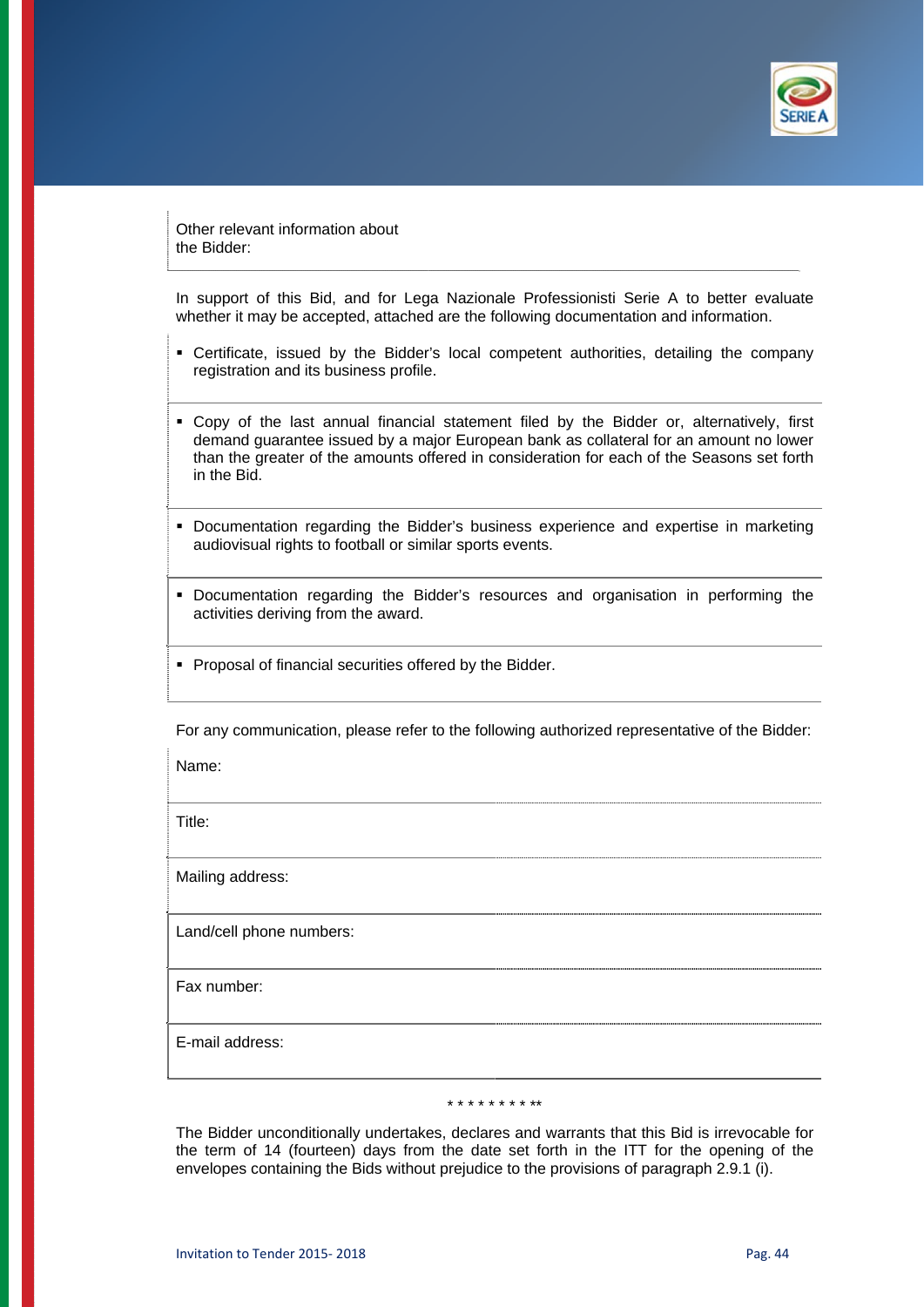Other relevant information about the Bidder:

In support of this Bid, and for Lega Nazionale Professionisti Serie A to better evaluate whether it may be accepted, attached are the following documentation and information.

- Certificate, issued by the Bidder's local competent authorities, detailing the company registration and its business profile.
- Copy of the last annual financial statement filed by the Bidder or, alternatively, first demand guarantee issued by a major European bank as collateral for an amount no lower than the greater of the amounts offered in consideration for each of the Seasons set forth in the Bid.
- Documentation regarding the Bidder's business experience and expertise in marketing audiovisual rights to football or similar sports events.
- Documentation regarding the Bidder's resources and organisation in performing the activities deriving from the award.
- Proposal of financial securities offered by the Bidder.

For any communication, please refer to the following authorized representative of the Bidder:

| | |
|---|---|
| Name: | |
| Title: | |
| Mailing address: | |
| Land/cell phone numbers: | |
| Fax number: | |
| E-mail address: | |

\* \* \* \* \* \* \* \* \* \*\*

The Bidder unconditionally undertakes, declares and warrants that this Bid is irrevocable for the term of 14 (fourteen) days from the date set forth in the ITT for the opening of the envelopes containing the Bids without prejudice to the provisions of paragraph 2.9.1 (i).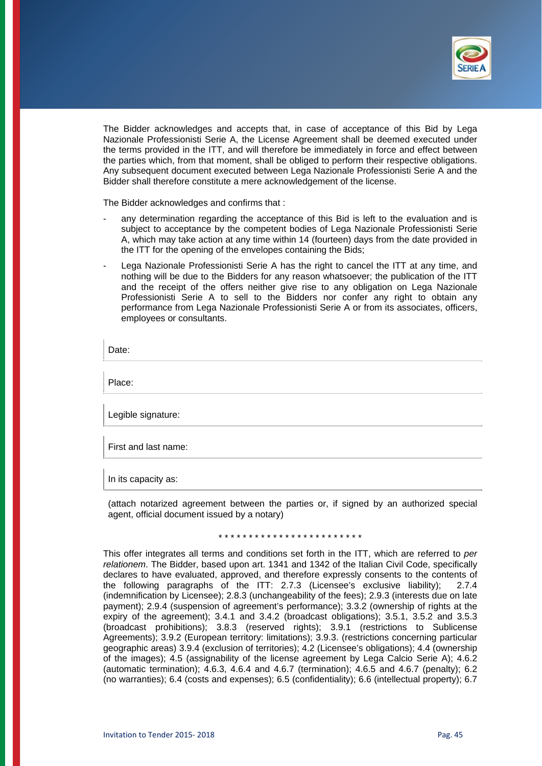The Bidder acknowledges and accepts that, in case of acceptance of this Bid by Lega Nazionale Professionisti Serie A, the License Agreement shall be deemed executed under the terms provided in the ITT, and will therefore be immediately in force and effect between the parties which, from that moment, shall be obliged to perform their respective obligations. Any subsequent document executed between Lega Nazionale Professionisti Serie A and the Bidder shall therefore constitute a mere acknowledgement of the license.

The Bidder acknowledges and confirms that :

- any determination regarding the acceptance of this Bid is left to the evaluation and is subject to acceptance by the competent bodies of Lega Nazionale Professionisti Serie A, which may take action at any time within 14 (fourteen) days from the date provided in the ITT for the opening of the envelopes containing the Bids;
- Lega Nazionale Professionisti Serie A has the right to cancel the ITT at any time, and nothing will be due to the Bidders for any reason whatsoever; the publication of the ITT and the receipt of the offers neither give rise to any obligation on Lega Nazionale Professionisti Serie A to sell to the Bidders nor confer any right to obtain any performance from Lega Nazionale Professionisti Serie A or from its associates, officers, employees or consultants.

Date:

Place:

Legible signature:

First and last name:

In its capacity as:

(attach notarized agreement between the parties or, if signed by an authorized special agent, official document issued by a notary)

* * * * * * * * * * * * * * * * * * * * * * * *

This offer integrates all terms and conditions set forth in the ITT, which are referred to *per relationem*. The Bidder, based upon art. 1341 and 1342 of the Italian Civil Code, specifically declares to have evaluated, approved, and therefore expressly consents to the contents of the following paragraphs of the ITT: 2.7.3 (Licensee's exclusive liability); 2.7.4 (indemnification by Licensee); 2.8.3 (unchangeability of the fees); 2.9.3 (interests due on late payment); 2.9.4 (suspension of agreement's performance); 3.3.2 (ownership of rights at the expiry of the agreement); 3.4.1 and 3.4.2 (broadcast obligations); 3.5.1, 3.5.2 and 3.5.3 (broadcast prohibitions); 3.8.3 (reserved rights); 3.9.1 (restrictions to Sublicense Agreements); 3.9.2 (European territory: limitations); 3.9.3. (restrictions concerning particular geographic areas) 3.9.4 (exclusion of territories); 4.2 (Licensee's obligations); 4.4 (ownership of the images); 4.5 (assignability of the license agreement by Lega Calcio Serie A); 4.6.2 (automatic termination); 4.6.3, 4.6.4 and 4.6.7 (termination); 4.6.5 and 4.6.7 (penalty); 6.2 (no warranties); 6.4 (costs and expenses); 6.5 (confidentiality); 6.6 (intellectual property); 6.7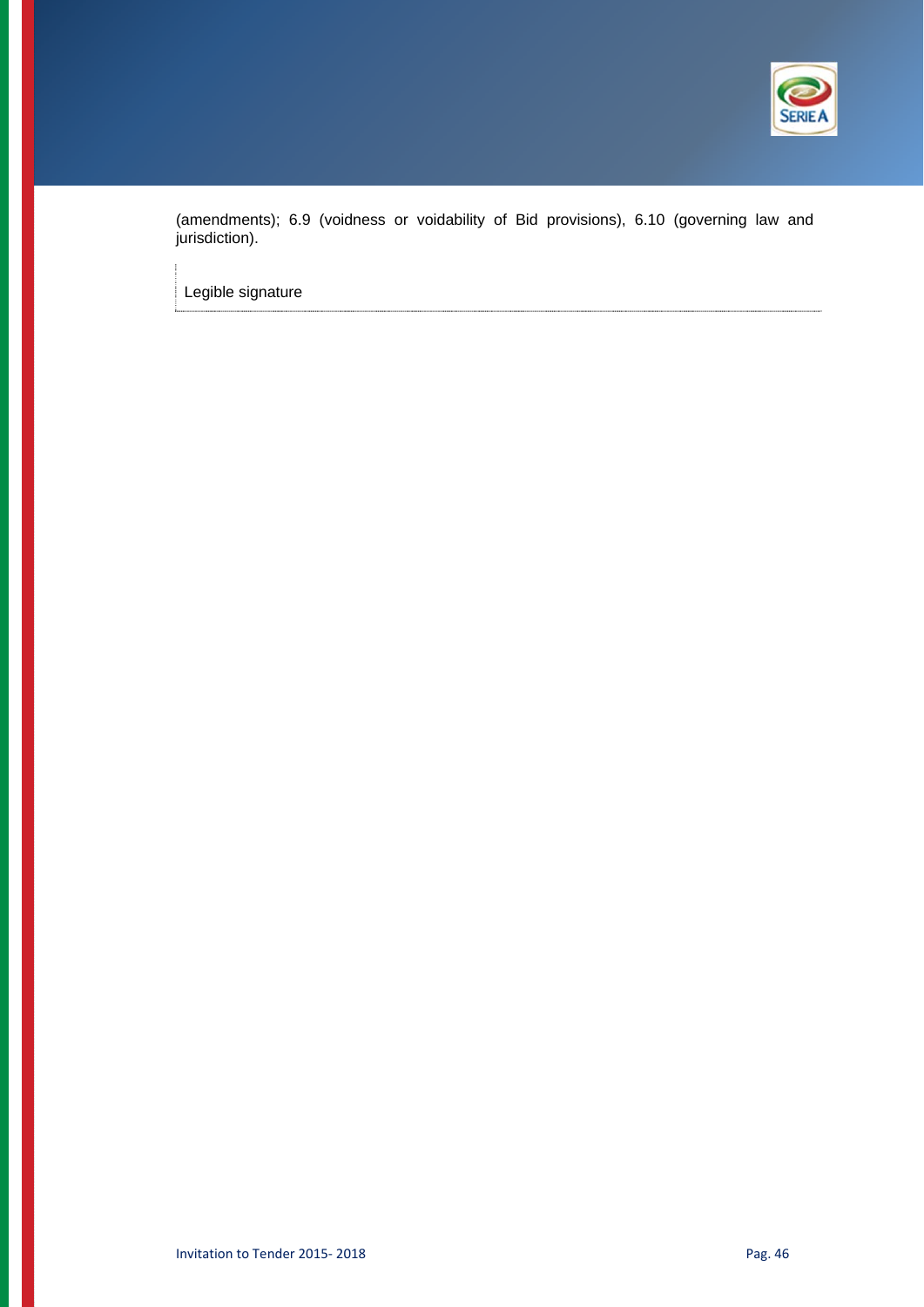(amendments); 6.9 (voidness or voidability of Bid provisions), 6.10 (governing law and jurisdiction).

| Legible signature |
|---|